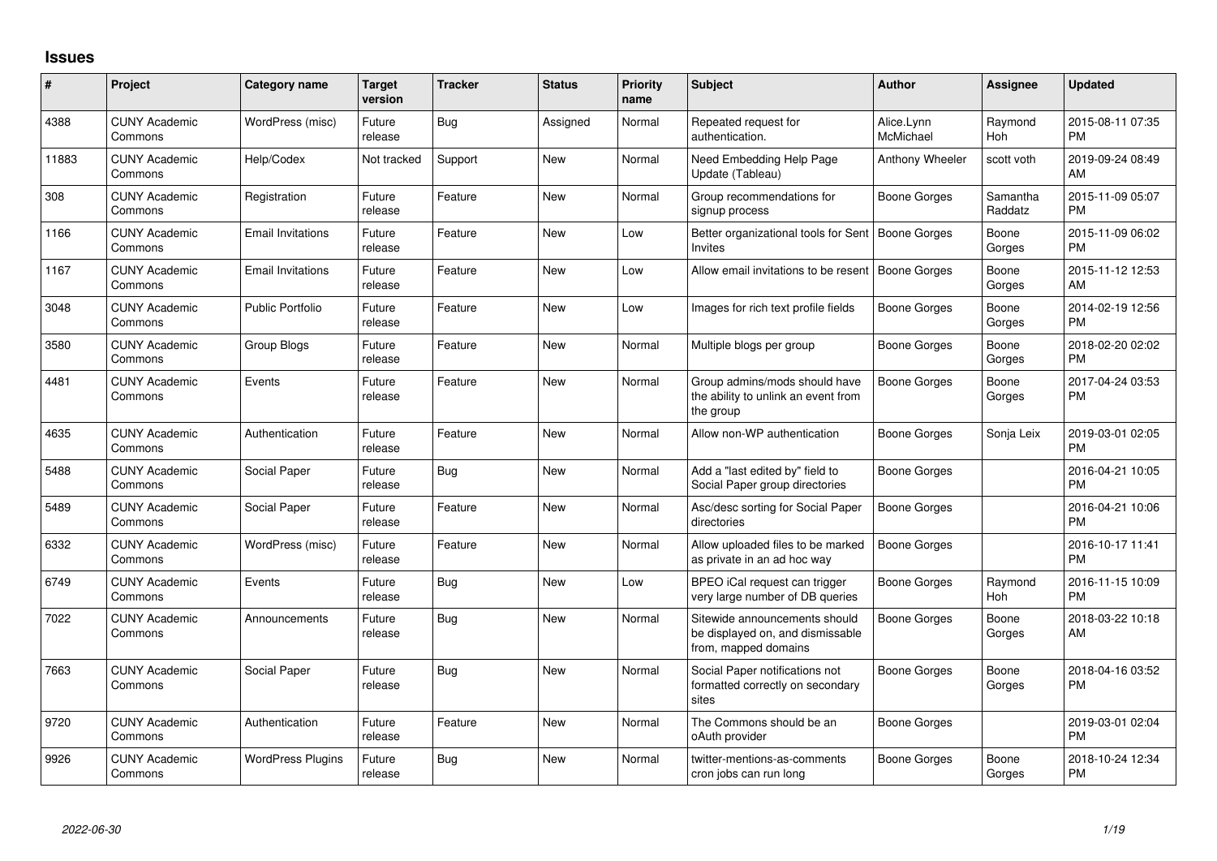## Issues

| # | Project | Category name | Target version | Tracker | Status | Priority name | Subject | Author | Assignee | Updated |
|---|---|---|---|---|---|---|---|---|---|---|
| 4388 | CUNY Academic Commons | WordPress (misc) | Future release | Bug | Assigned | Normal | Repeated request for authentication. | Alice.Lynn McMichael | Raymond Hoh | 2015-08-11 07:35 PM |
| 11883 | CUNY Academic Commons | Help/Codex | Not tracked | Support | New | Normal | Need Embedding Help Page Update (Tableau) | Anthony Wheeler | scott voth | 2019-09-24 08:49 AM |
| 308 | CUNY Academic Commons | Registration | Future release | Feature | New | Normal | Group recommendations for signup process | Boone Gorges | Samantha Raddatz | 2015-11-09 05:07 PM |
| 1166 | CUNY Academic Commons | Email Invitations | Future release | Feature | New | Low | Better organizational tools for Sent Invites | Boone Gorges | Boone Gorges | 2015-11-09 06:02 PM |
| 1167 | CUNY Academic Commons | Email Invitations | Future release | Feature | New | Low | Allow email invitations to be resent | Boone Gorges | Boone Gorges | 2015-11-12 12:53 AM |
| 3048 | CUNY Academic Commons | Public Portfolio | Future release | Feature | New | Low | Images for rich text profile fields | Boone Gorges | Boone Gorges | 2014-02-19 12:56 PM |
| 3580 | CUNY Academic Commons | Group Blogs | Future release | Feature | New | Normal | Multiple blogs per group | Boone Gorges | Boone Gorges | 2018-02-20 02:02 PM |
| 4481 | CUNY Academic Commons | Events | Future release | Feature | New | Normal | Group admins/mods should have the ability to unlink an event from the group | Boone Gorges | Boone Gorges | 2017-04-24 03:53 PM |
| 4635 | CUNY Academic Commons | Authentication | Future release | Feature | New | Normal | Allow non-WP authentication | Boone Gorges | Sonja Leix | 2019-03-01 02:05 PM |
| 5488 | CUNY Academic Commons | Social Paper | Future release | Bug | New | Normal | Add a "last edited by" field to Social Paper group directories | Boone Gorges | | 2016-04-21 10:05 PM |
| 5489 | CUNY Academic Commons | Social Paper | Future release | Feature | New | Normal | Asc/desc sorting for Social Paper directories | Boone Gorges | | 2016-04-21 10:06 PM |
| 6332 | CUNY Academic Commons | WordPress (misc) | Future release | Feature | New | Normal | Allow uploaded files to be marked as private in an ad hoc way | Boone Gorges | | 2016-10-17 11:41 PM |
| 6749 | CUNY Academic Commons | Events | Future release | Bug | New | Low | BPEO iCal request can trigger very large number of DB queries | Boone Gorges | Raymond Hoh | 2016-11-15 10:09 PM |
| 7022 | CUNY Academic Commons | Announcements | Future release | Bug | New | Normal | Sitewide announcements should be displayed on, and dismissable from, mapped domains | Boone Gorges | Boone Gorges | 2018-03-22 10:18 AM |
| 7663 | CUNY Academic Commons | Social Paper | Future release | Bug | New | Normal | Social Paper notifications not formatted correctly on secondary sites | Boone Gorges | Boone Gorges | 2018-04-16 03:52 PM |
| 9720 | CUNY Academic Commons | Authentication | Future release | Feature | New | Normal | The Commons should be an oAuth provider | Boone Gorges | | 2019-03-01 02:04 PM |
| 9926 | CUNY Academic Commons | WordPress Plugins | Future release | Bug | New | Normal | twitter-mentions-as-comments cron jobs can run long | Boone Gorges | Boone Gorges | 2018-10-24 12:34 PM |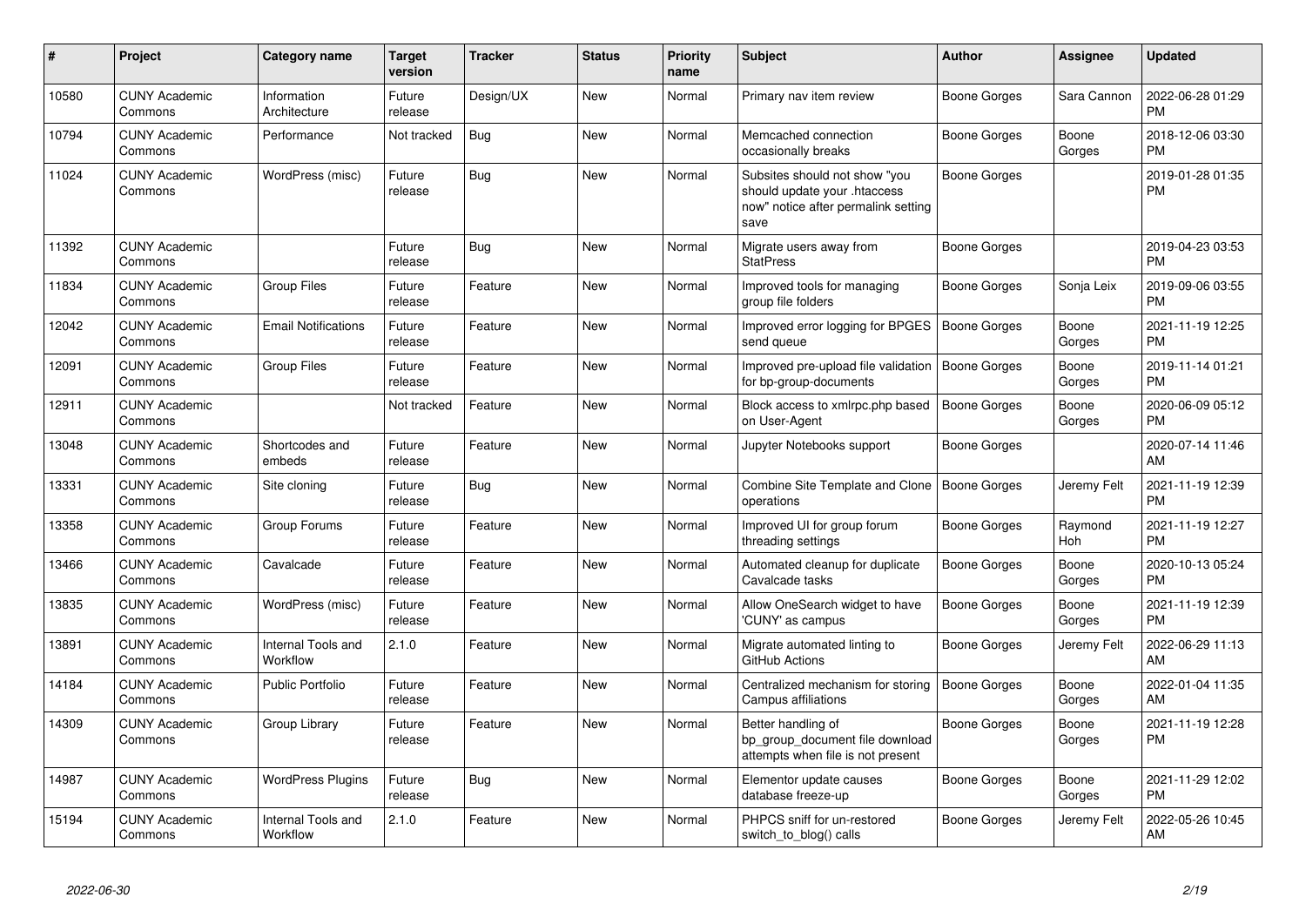| # | Project | Category name | Target version | Tracker | Status | Priority name | Subject | Author | Assignee | Updated |
|---|---|---|---|---|---|---|---|---|---|---|
| 10580 | CUNY Academic Commons | Information Architecture | Future release | Design/UX | New | Normal | Primary nav item review | Boone Gorges | Sara Cannon | 2022-06-28 01:29 PM |
| 10794 | CUNY Academic Commons | Performance | Not tracked | Bug | New | Normal | Memcached connection occasionally breaks | Boone Gorges | Boone Gorges | 2018-12-06 03:30 PM |
| 11024 | CUNY Academic Commons | WordPress (misc) | Future release | Bug | New | Normal | Subsites should not show "you should update your .htaccess now" notice after permalink setting save | Boone Gorges | | 2019-01-28 01:35 PM |
| 11392 | CUNY Academic Commons | | Future release | Bug | New | Normal | Migrate users away from StatPress | Boone Gorges | | 2019-04-23 03:53 PM |
| 11834 | CUNY Academic Commons | Group Files | Future release | Feature | New | Normal | Improved tools for managing group file folders | Boone Gorges | Sonja Leix | 2019-09-06 03:55 PM |
| 12042 | CUNY Academic Commons | Email Notifications | Future release | Feature | New | Normal | Improved error logging for BPGES send queue | Boone Gorges | Boone Gorges | 2021-11-19 12:25 PM |
| 12091 | CUNY Academic Commons | Group Files | Future release | Feature | New | Normal | Improved pre-upload file validation for bp-group-documents | Boone Gorges | Boone Gorges | 2019-11-14 01:21 PM |
| 12911 | CUNY Academic Commons | | Not tracked | Feature | New | Normal | Block access to xmlrpc.php based on User-Agent | Boone Gorges | Boone Gorges | 2020-06-09 05:12 PM |
| 13048 | CUNY Academic Commons | Shortcodes and embeds | Future release | Feature | New | Normal | Jupyter Notebooks support | Boone Gorges | | 2020-07-14 11:46 AM |
| 13331 | CUNY Academic Commons | Site cloning | Future release | Bug | New | Normal | Combine Site Template and Clone operations | Boone Gorges | Jeremy Felt | 2021-11-19 12:39 PM |
| 13358 | CUNY Academic Commons | Group Forums | Future release | Feature | New | Normal | Improved UI for group forum threading settings | Boone Gorges | Raymond Hoh | 2021-11-19 12:27 PM |
| 13466 | CUNY Academic Commons | Cavalcade | Future release | Feature | New | Normal | Automated cleanup for duplicate Cavalcade tasks | Boone Gorges | Boone Gorges | 2020-10-13 05:24 PM |
| 13835 | CUNY Academic Commons | WordPress (misc) | Future release | Feature | New | Normal | Allow OneSearch widget to have 'CUNY' as campus | Boone Gorges | Boone Gorges | 2021-11-19 12:39 PM |
| 13891 | CUNY Academic Commons | Internal Tools and Workflow | 2.1.0 | Feature | New | Normal | Migrate automated linting to GitHub Actions | Boone Gorges | Jeremy Felt | 2022-06-29 11:13 AM |
| 14184 | CUNY Academic Commons | Public Portfolio | Future release | Feature | New | Normal | Centralized mechanism for storing Campus affiliations | Boone Gorges | Boone Gorges | 2022-01-04 11:35 AM |
| 14309 | CUNY Academic Commons | Group Library | Future release | Feature | New | Normal | Better handling of bp_group_document file download attempts when file is not present | Boone Gorges | Boone Gorges | 2021-11-19 12:28 PM |
| 14987 | CUNY Academic Commons | WordPress Plugins | Future release | Bug | New | Normal | Elementor update causes database freeze-up | Boone Gorges | Boone Gorges | 2021-11-29 12:02 PM |
| 15194 | CUNY Academic Commons | Internal Tools and Workflow | 2.1.0 | Feature | New | Normal | PHPCS sniff for un-restored switch_to_blog() calls | Boone Gorges | Jeremy Felt | 2022-05-26 10:45 AM |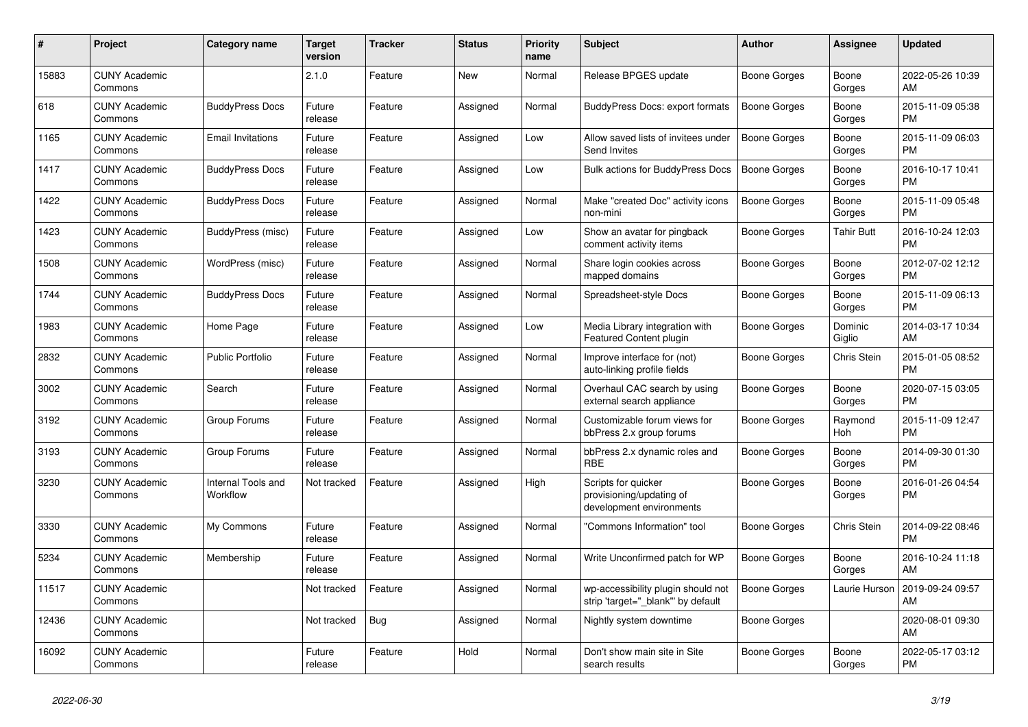| # | Project | Category name | Target version | Tracker | Status | Priority name | Subject | Author | Assignee | Updated |
|---|---|---|---|---|---|---|---|---|---|---|
| 15883 | CUNY Academic Commons | | 2.1.0 | Feature | New | Normal | Release BPGES update | Boone Gorges | Boone Gorges | 2022-05-26 10:39 AM |
| 618 | CUNY Academic Commons | BuddyPress Docs | Future release | Feature | Assigned | Normal | BuddyPress Docs: export formats | Boone Gorges | Boone Gorges | 2015-11-09 05:38 PM |
| 1165 | CUNY Academic Commons | Email Invitations | Future release | Feature | Assigned | Low | Allow saved lists of invitees under Send Invites | Boone Gorges | Boone Gorges | 2015-11-09 06:03 PM |
| 1417 | CUNY Academic Commons | BuddyPress Docs | Future release | Feature | Assigned | Low | Bulk actions for BuddyPress Docs | Boone Gorges | Boone Gorges | 2016-10-17 10:41 PM |
| 1422 | CUNY Academic Commons | BuddyPress Docs | Future release | Feature | Assigned | Normal | Make "created Doc" activity icons non-mini | Boone Gorges | Boone Gorges | 2015-11-09 05:48 PM |
| 1423 | CUNY Academic Commons | BuddyPress (misc) | Future release | Feature | Assigned | Low | Show an avatar for pingback comment activity items | Boone Gorges | Tahir Butt | 2016-10-24 12:03 PM |
| 1508 | CUNY Academic Commons | WordPress (misc) | Future release | Feature | Assigned | Normal | Share login cookies across mapped domains | Boone Gorges | Boone Gorges | 2012-07-02 12:12 PM |
| 1744 | CUNY Academic Commons | BuddyPress Docs | Future release | Feature | Assigned | Normal | Spreadsheet-style Docs | Boone Gorges | Boone Gorges | 2015-11-09 06:13 PM |
| 1983 | CUNY Academic Commons | Home Page | Future release | Feature | Assigned | Low | Media Library integration with Featured Content plugin | Boone Gorges | Dominic Giglio | 2014-03-17 10:34 AM |
| 2832 | CUNY Academic Commons | Public Portfolio | Future release | Feature | Assigned | Normal | Improve interface for (not) auto-linking profile fields | Boone Gorges | Chris Stein | 2015-01-05 08:52 PM |
| 3002 | CUNY Academic Commons | Search | Future release | Feature | Assigned | Normal | Overhaul CAC search by using external search appliance | Boone Gorges | Boone Gorges | 2020-07-15 03:05 PM |
| 3192 | CUNY Academic Commons | Group Forums | Future release | Feature | Assigned | Normal | Customizable forum views for bbPress 2.x group forums | Boone Gorges | Raymond Hoh | 2015-11-09 12:47 PM |
| 3193 | CUNY Academic Commons | Group Forums | Future release | Feature | Assigned | Normal | bbPress 2.x dynamic roles and RBE | Boone Gorges | Boone Gorges | 2014-09-30 01:30 PM |
| 3230 | CUNY Academic Commons | Internal Tools and Workflow | Not tracked | Feature | Assigned | High | Scripts for quicker provisioning/updating of development environments | Boone Gorges | Boone Gorges | 2016-01-26 04:54 PM |
| 3330 | CUNY Academic Commons | My Commons | Future release | Feature | Assigned | Normal | "Commons Information" tool | Boone Gorges | Chris Stein | 2014-09-22 08:46 PM |
| 5234 | CUNY Academic Commons | Membership | Future release | Feature | Assigned | Normal | Write Unconfirmed patch for WP | Boone Gorges | Boone Gorges | 2016-10-24 11:18 AM |
| 11517 | CUNY Academic Commons | | Not tracked | Feature | Assigned | Normal | wp-accessibility plugin should not strip 'target="_blank"' by default | Boone Gorges | Laurie Hurson | 2019-09-24 09:57 AM |
| 12436 | CUNY Academic Commons | | Not tracked | Bug | Assigned | Normal | Nightly system downtime | Boone Gorges | | 2020-08-01 09:30 AM |
| 16092 | CUNY Academic Commons | | Future release | Feature | Hold | Normal | Don't show main site in Site search results | Boone Gorges | Boone Gorges | 2022-05-17 03:12 PM |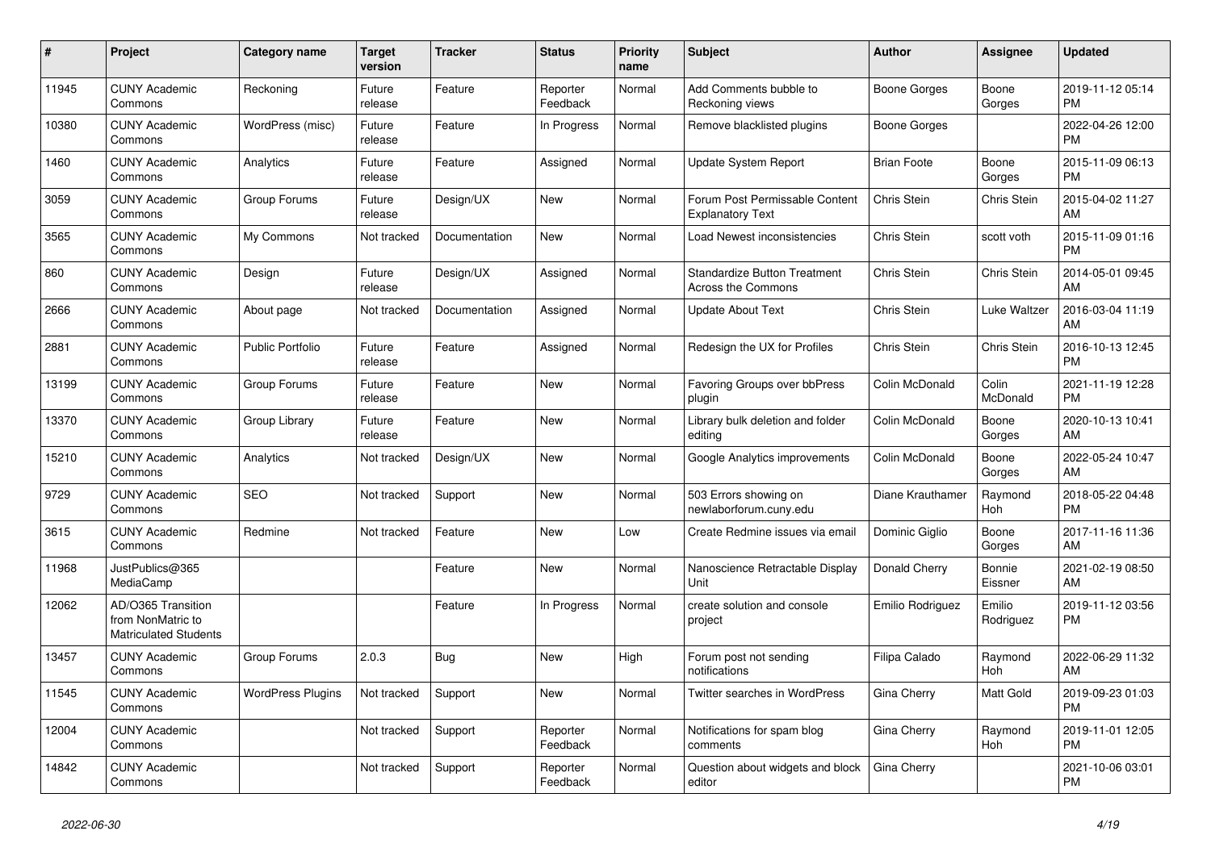| # | Project | Category name | Target version | Tracker | Status | Priority name | Subject | Author | Assignee | Updated |
|---|---|---|---|---|---|---|---|---|---|---|
| 11945 | CUNY Academic Commons | Reckoning | Future release | Feature | Reporter Feedback | Normal | Add Comments bubble to Reckoning views | Boone Gorges | Boone Gorges | 2019-11-12 05:14 PM |
| 10380 | CUNY Academic Commons | WordPress (misc) | Future release | Feature | In Progress | Normal | Remove blacklisted plugins | Boone Gorges | | 2022-04-26 12:00 PM |
| 1460 | CUNY Academic Commons | Analytics | Future release | Feature | Assigned | Normal | Update System Report | Brian Foote | Boone Gorges | 2015-11-09 06:13 PM |
| 3059 | CUNY Academic Commons | Group Forums | Future release | Design/UX | New | Normal | Forum Post Permissable Content Explanatory Text | Chris Stein | Chris Stein | 2015-04-02 11:27 AM |
| 3565 | CUNY Academic Commons | My Commons | Not tracked | Documentation | New | Normal | Load Newest inconsistencies | Chris Stein | scott voth | 2015-11-09 01:16 PM |
| 860 | CUNY Academic Commons | Design | Future release | Design/UX | Assigned | Normal | Standardize Button Treatment Across the Commons | Chris Stein | Chris Stein | 2014-05-01 09:45 AM |
| 2666 | CUNY Academic Commons | About page | Not tracked | Documentation | Assigned | Normal | Update About Text | Chris Stein | Luke Waltzer | 2016-03-04 11:19 AM |
| 2881 | CUNY Academic Commons | Public Portfolio | Future release | Feature | Assigned | Normal | Redesign the UX for Profiles | Chris Stein | Chris Stein | 2016-10-13 12:45 PM |
| 13199 | CUNY Academic Commons | Group Forums | Future release | Feature | New | Normal | Favoring Groups over bbPress plugin | Colin McDonald | Colin McDonald | 2021-11-19 12:28 PM |
| 13370 | CUNY Academic Commons | Group Library | Future release | Feature | New | Normal | Library bulk deletion and folder editing | Colin McDonald | Boone Gorges | 2020-10-13 10:41 AM |
| 15210 | CUNY Academic Commons | Analytics | Not tracked | Design/UX | New | Normal | Google Analytics improvements | Colin McDonald | Boone Gorges | 2022-05-24 10:47 AM |
| 9729 | CUNY Academic Commons | SEO | Not tracked | Support | New | Normal | 503 Errors showing on newlaborforum.cuny.edu | Diane Krauthamer | Raymond Hoh | 2018-05-22 04:48 PM |
| 3615 | CUNY Academic Commons | Redmine | Not tracked | Feature | New | Low | Create Redmine issues via email | Dominic Giglio | Boone Gorges | 2017-11-16 11:36 AM |
| 11968 | JustPublics@365 MediaCamp | | | Feature | New | Normal | Nanoscience Retractable Display Unit | Donald Cherry | Bonnie Eissner | 2021-02-19 08:50 AM |
| 12062 | AD/O365 Transition from NonMatric to Matriculated Students | | | Feature | In Progress | Normal | create solution and console project | Emilio Rodriguez | Emilio Rodriguez | 2019-11-12 03:56 PM |
| 13457 | CUNY Academic Commons | Group Forums | 2.0.3 | Bug | New | High | Forum post not sending notifications | Filipa Calado | Raymond Hoh | 2022-06-29 11:32 AM |
| 11545 | CUNY Academic Commons | WordPress Plugins | Not tracked | Support | New | Normal | Twitter searches in WordPress | Gina Cherry | Matt Gold | 2019-09-23 01:03 PM |
| 12004 | CUNY Academic Commons | | Not tracked | Support | Reporter Feedback | Normal | Notifications for spam blog comments | Gina Cherry | Raymond Hoh | 2019-11-01 12:05 PM |
| 14842 | CUNY Academic Commons | | Not tracked | Support | Reporter Feedback | Normal | Question about widgets and block editor | Gina Cherry | | 2021-10-06 03:01 PM |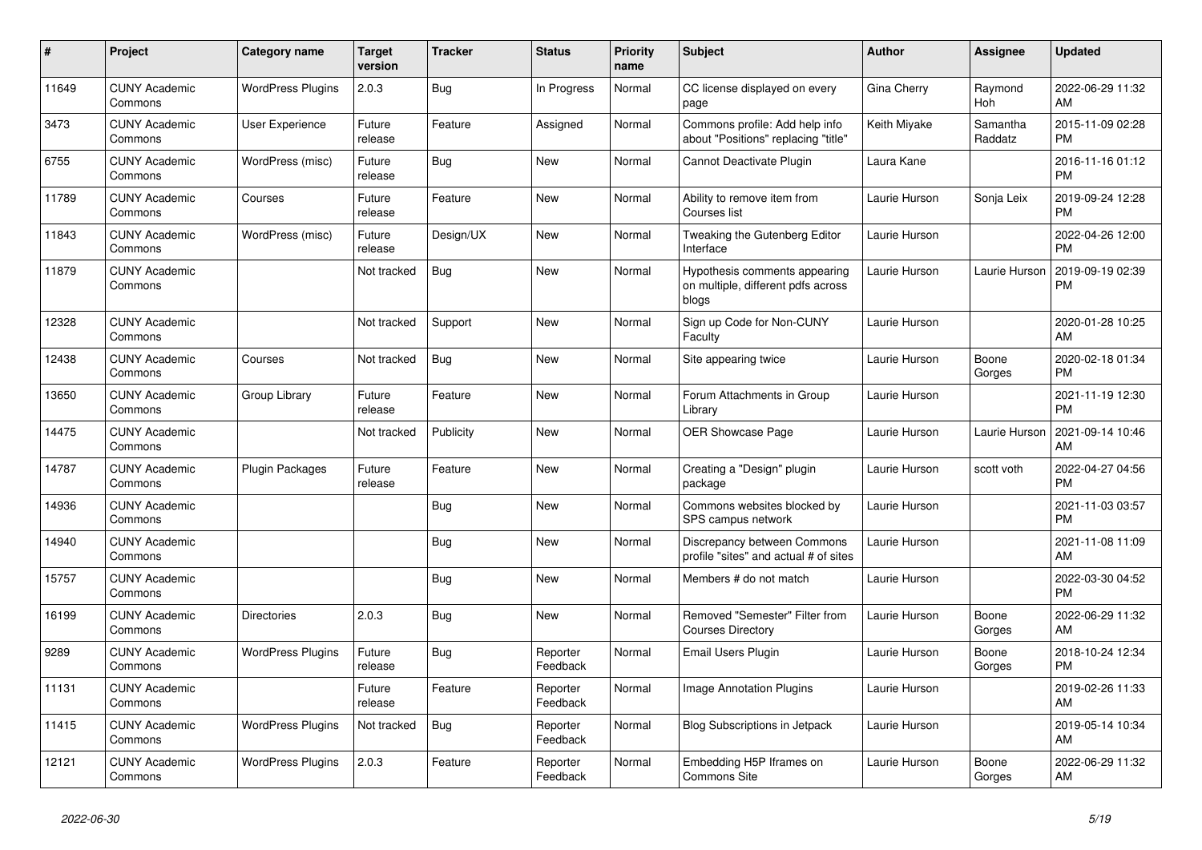| # | Project | Category name | Target version | Tracker | Status | Priority name | Subject | Author | Assignee | Updated |
|---|---|---|---|---|---|---|---|---|---|---|
| 11649 | CUNY Academic Commons | WordPress Plugins | 2.0.3 | Bug | In Progress | Normal | CC license displayed on every page | Gina Cherry | Raymond Hoh | 2022-06-29 11:32 AM |
| 3473 | CUNY Academic Commons | User Experience | Future release | Feature | Assigned | Normal | Commons profile: Add help info about "Positions" replacing "title" | Keith Miyake | Samantha Raddatz | 2015-11-09 02:28 PM |
| 6755 | CUNY Academic Commons | WordPress (misc) | Future release | Bug | New | Normal | Cannot Deactivate Plugin | Laura Kane | | 2016-11-16 01:12 PM |
| 11789 | CUNY Academic Commons | Courses | Future release | Feature | New | Normal | Ability to remove item from Courses list | Laurie Hurson | Sonja Leix | 2019-09-24 12:28 PM |
| 11843 | CUNY Academic Commons | WordPress (misc) | Future release | Design/UX | New | Normal | Tweaking the Gutenberg Editor Interface | Laurie Hurson | | 2022-04-26 12:00 PM |
| 11879 | CUNY Academic Commons | | Not tracked | Bug | New | Normal | Hypothesis comments appearing on multiple, different pdfs across blogs | Laurie Hurson | Laurie Hurson | 2019-09-19 02:39 PM |
| 12328 | CUNY Academic Commons | | Not tracked | Support | New | Normal | Sign up Code for Non-CUNY Faculty | Laurie Hurson | | 2020-01-28 10:25 AM |
| 12438 | CUNY Academic Commons | Courses | Not tracked | Bug | New | Normal | Site appearing twice | Laurie Hurson | Boone Gorges | 2020-02-18 01:34 PM |
| 13650 | CUNY Academic Commons | Group Library | Future release | Feature | New | Normal | Forum Attachments in Group Library | Laurie Hurson | | 2021-11-19 12:30 PM |
| 14475 | CUNY Academic Commons | | Not tracked | Publicity | New | Normal | OER Showcase Page | Laurie Hurson | Laurie Hurson | 2021-09-14 10:46 AM |
| 14787 | CUNY Academic Commons | Plugin Packages | Future release | Feature | New | Normal | Creating a "Design" plugin package | Laurie Hurson | scott voth | 2022-04-27 04:56 PM |
| 14936 | CUNY Academic Commons | | | Bug | New | Normal | Commons websites blocked by SPS campus network | Laurie Hurson | | 2021-11-03 03:57 PM |
| 14940 | CUNY Academic Commons | | | Bug | New | Normal | Discrepancy between Commons profile "sites" and actual # of sites | Laurie Hurson | | 2021-11-08 11:09 AM |
| 15757 | CUNY Academic Commons | | | Bug | New | Normal | Members # do not match | Laurie Hurson | | 2022-03-30 04:52 PM |
| 16199 | CUNY Academic Commons | Directories | 2.0.3 | Bug | New | Normal | Removed "Semester" Filter from Courses Directory | Laurie Hurson | Boone Gorges | 2022-06-29 11:32 AM |
| 9289 | CUNY Academic Commons | WordPress Plugins | Future release | Bug | Reporter Feedback | Normal | Email Users Plugin | Laurie Hurson | Boone Gorges | 2018-10-24 12:34 PM |
| 11131 | CUNY Academic Commons | | Future release | Feature | Reporter Feedback | Normal | Image Annotation Plugins | Laurie Hurson | | 2019-02-26 11:33 AM |
| 11415 | CUNY Academic Commons | WordPress Plugins | Not tracked | Bug | Reporter Feedback | Normal | Blog Subscriptions in Jetpack | Laurie Hurson | | 2019-05-14 10:34 AM |
| 12121 | CUNY Academic Commons | WordPress Plugins | 2.0.3 | Feature | Reporter Feedback | Normal | Embedding H5P Iframes on Commons Site | Laurie Hurson | Boone Gorges | 2022-06-29 11:32 AM |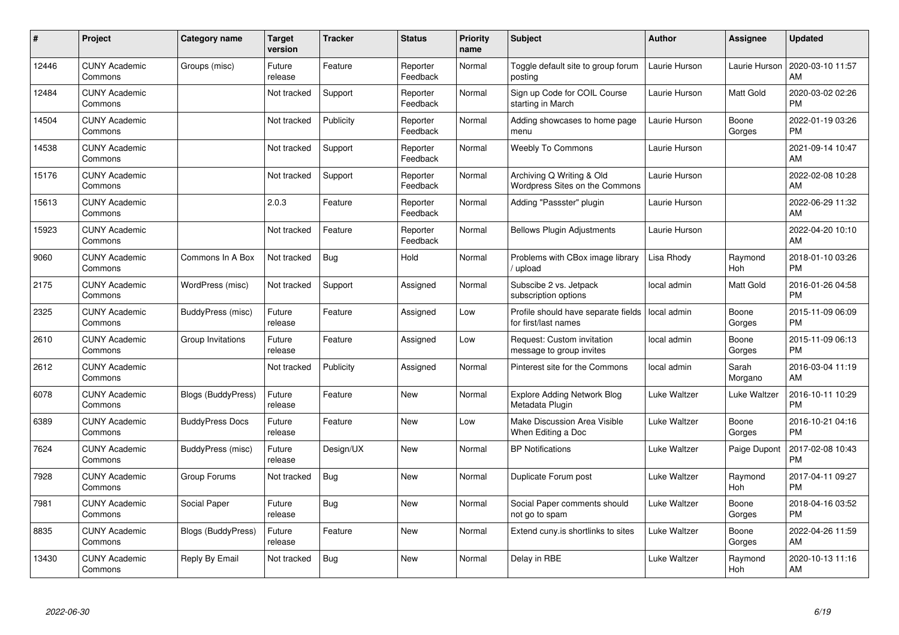| # | Project | Category name | Target version | Tracker | Status | Priority name | Subject | Author | Assignee | Updated |
|---|---|---|---|---|---|---|---|---|---|---|
| 12446 | CUNY Academic Commons | Groups (misc) | Future release | Feature | Reporter Feedback | Normal | Toggle default site to group forum posting | Laurie Hurson | Laurie Hurson | 2020-03-10 11:57 AM |
| 12484 | CUNY Academic Commons | | Not tracked | Support | Reporter Feedback | Normal | Sign up Code for COIL Course starting in March | Laurie Hurson | Matt Gold | 2020-03-02 02:26 PM |
| 14504 | CUNY Academic Commons | | Not tracked | Publicity | Reporter Feedback | Normal | Adding showcases to home page menu | Laurie Hurson | Boone Gorges | 2022-01-19 03:26 PM |
| 14538 | CUNY Academic Commons | | Not tracked | Support | Reporter Feedback | Normal | Weebly To Commons | Laurie Hurson | | 2021-09-14 10:47 AM |
| 15176 | CUNY Academic Commons | | Not tracked | Support | Reporter Feedback | Normal | Archiving Q Writing & Old Wordpress Sites on the Commons | Laurie Hurson | | 2022-02-08 10:28 AM |
| 15613 | CUNY Academic Commons | | 2.0.3 | Feature | Reporter Feedback | Normal | Adding "Passster" plugin | Laurie Hurson | | 2022-06-29 11:32 AM |
| 15923 | CUNY Academic Commons | | Not tracked | Feature | Reporter Feedback | Normal | Bellows Plugin Adjustments | Laurie Hurson | | 2022-04-20 10:10 AM |
| 9060 | CUNY Academic Commons | Commons In A Box | Not tracked | Bug | Hold | Normal | Problems with CBox image library / upload | Lisa Rhody | Raymond Hoh | 2018-01-10 03:26 PM |
| 2175 | CUNY Academic Commons | WordPress (misc) | Not tracked | Support | Assigned | Normal | Subscibe 2 vs. Jetpack subscription options | local admin | Matt Gold | 2016-01-26 04:58 PM |
| 2325 | CUNY Academic Commons | BuddyPress (misc) | Future release | Feature | Assigned | Low | Profile should have separate fields for first/last names | local admin | Boone Gorges | 2015-11-09 06:09 PM |
| 2610 | CUNY Academic Commons | Group Invitations | Future release | Feature | Assigned | Low | Request: Custom invitation message to group invites | local admin | Boone Gorges | 2015-11-09 06:13 PM |
| 2612 | CUNY Academic Commons | | Not tracked | Publicity | Assigned | Normal | Pinterest site for the Commons | local admin | Sarah Morgano | 2016-03-04 11:19 AM |
| 6078 | CUNY Academic Commons | Blogs (BuddyPress) | Future release | Feature | New | Normal | Explore Adding Network Blog Metadata Plugin | Luke Waltzer | Luke Waltzer | 2016-10-11 10:29 PM |
| 6389 | CUNY Academic Commons | BuddyPress Docs | Future release | Feature | New | Low | Make Discussion Area Visible When Editing a Doc | Luke Waltzer | Boone Gorges | 2016-10-21 04:16 PM |
| 7624 | CUNY Academic Commons | BuddyPress (misc) | Future release | Design/UX | New | Normal | BP Notifications | Luke Waltzer | Paige Dupont | 2017-02-08 10:43 PM |
| 7928 | CUNY Academic Commons | Group Forums | Not tracked | Bug | New | Normal | Duplicate Forum post | Luke Waltzer | Raymond Hoh | 2017-04-11 09:27 PM |
| 7981 | CUNY Academic Commons | Social Paper | Future release | Bug | New | Normal | Social Paper comments should not go to spam | Luke Waltzer | Boone Gorges | 2018-04-16 03:52 PM |
| 8835 | CUNY Academic Commons | Blogs (BuddyPress) | Future release | Feature | New | Normal | Extend cuny.is shortlinks to sites | Luke Waltzer | Boone Gorges | 2022-04-26 11:59 AM |
| 13430 | CUNY Academic Commons | Reply By Email | Not tracked | Bug | New | Normal | Delay in RBE | Luke Waltzer | Raymond Hoh | 2020-10-13 11:16 AM |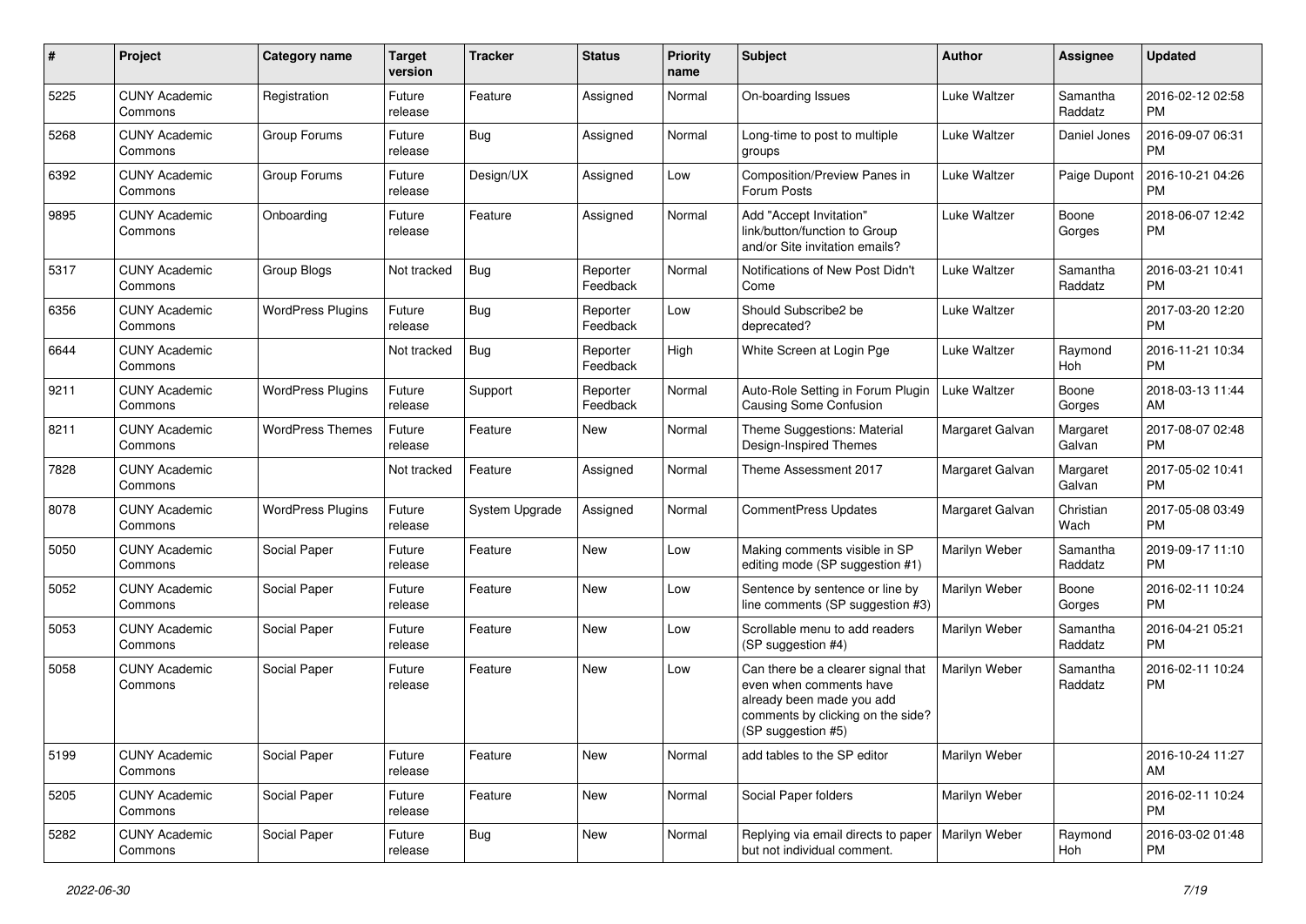| # | Project | Category name | Target version | Tracker | Status | Priority name | Subject | Author | Assignee | Updated |
|---|---|---|---|---|---|---|---|---|---|---|
| 5225 | CUNY Academic Commons | Registration | Future release | Feature | Assigned | Normal | On-boarding Issues | Luke Waltzer | Samantha Raddatz | 2016-02-12 02:58 PM |
| 5268 | CUNY Academic Commons | Group Forums | Future release | Bug | Assigned | Normal | Long-time to post to multiple groups | Luke Waltzer | Daniel Jones | 2016-09-07 06:31 PM |
| 6392 | CUNY Academic Commons | Group Forums | Future release | Design/UX | Assigned | Low | Composition/Preview Panes in Forum Posts | Luke Waltzer | Paige Dupont | 2016-10-21 04:26 PM |
| 9895 | CUNY Academic Commons | Onboarding | Future release | Feature | Assigned | Normal | Add "Accept Invitation" link/button/function to Group and/or Site invitation emails? | Luke Waltzer | Boone Gorges | 2018-06-07 12:42 PM |
| 5317 | CUNY Academic Commons | Group Blogs | Not tracked | Bug | Reporter Feedback | Normal | Notifications of New Post Didn't Come | Luke Waltzer | Samantha Raddatz | 2016-03-21 10:41 PM |
| 6356 | CUNY Academic Commons | WordPress Plugins | Future release | Bug | Reporter Feedback | Low | Should Subscribe2 be deprecated? | Luke Waltzer | | 2017-03-20 12:20 PM |
| 6644 | CUNY Academic Commons | | Not tracked | Bug | Reporter Feedback | High | White Screen at Login Pge | Luke Waltzer | Raymond Hoh | 2016-11-21 10:34 PM |
| 9211 | CUNY Academic Commons | WordPress Plugins | Future release | Support | Reporter Feedback | Normal | Auto-Role Setting in Forum Plugin Causing Some Confusion | Luke Waltzer | Boone Gorges | 2018-03-13 11:44 AM |
| 8211 | CUNY Academic Commons | WordPress Themes | Future release | Feature | New | Normal | Theme Suggestions: Material Design-Inspired Themes | Margaret Galvan | Margaret Galvan | 2017-08-07 02:48 PM |
| 7828 | CUNY Academic Commons | | Not tracked | Feature | Assigned | Normal | Theme Assessment 2017 | Margaret Galvan | Margaret Galvan | 2017-05-02 10:41 PM |
| 8078 | CUNY Academic Commons | WordPress Plugins | Future release | System Upgrade | Assigned | Normal | CommentPress Updates | Margaret Galvan | Christian Wach | 2017-05-08 03:49 PM |
| 5050 | CUNY Academic Commons | Social Paper | Future release | Feature | New | Low | Making comments visible in SP editing mode (SP suggestion #1) | Marilyn Weber | Samantha Raddatz | 2019-09-17 11:10 PM |
| 5052 | CUNY Academic Commons | Social Paper | Future release | Feature | New | Low | Sentence by sentence or line by line comments (SP suggestion #3) | Marilyn Weber | Boone Gorges | 2016-02-11 10:24 PM |
| 5053 | CUNY Academic Commons | Social Paper | Future release | Feature | New | Low | Scrollable menu to add readers (SP suggestion #4) | Marilyn Weber | Samantha Raddatz | 2016-04-21 05:21 PM |
| 5058 | CUNY Academic Commons | Social Paper | Future release | Feature | New | Low | Can there be a clearer signal that even when comments have already been made you add comments by clicking on the side? (SP suggestion #5) | Marilyn Weber | Samantha Raddatz | 2016-02-11 10:24 PM |
| 5199 | CUNY Academic Commons | Social Paper | Future release | Feature | New | Normal | add tables to the SP editor | Marilyn Weber | | 2016-10-24 11:27 AM |
| 5205 | CUNY Academic Commons | Social Paper | Future release | Feature | New | Normal | Social Paper folders | Marilyn Weber | | 2016-02-11 10:24 PM |
| 5282 | CUNY Academic Commons | Social Paper | Future release | Bug | New | Normal | Replying via email directs to paper but not individual comment. | Marilyn Weber | Raymond Hoh | 2016-03-02 01:48 PM |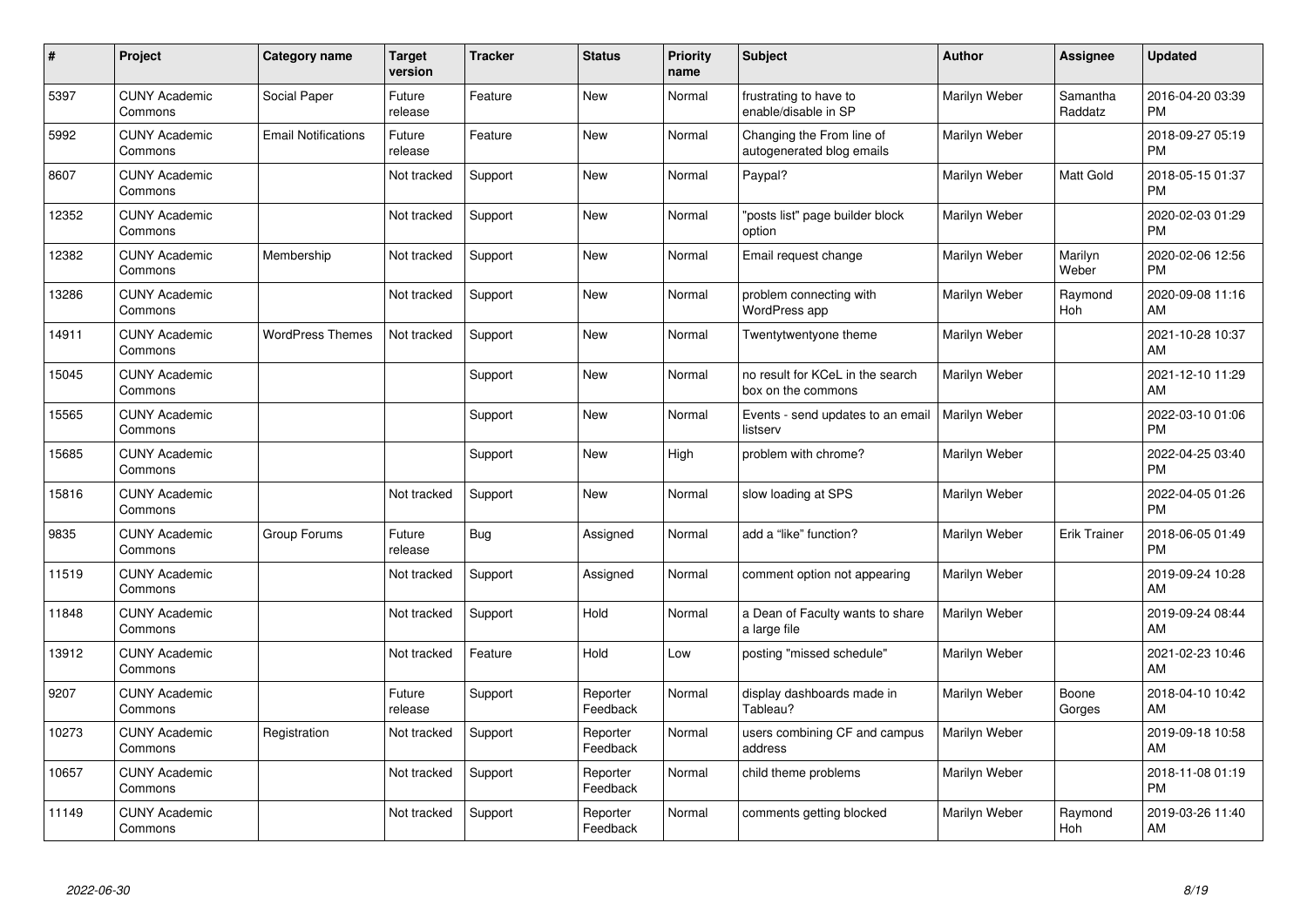| # | Project | Category name | Target version | Tracker | Status | Priority name | Subject | Author | Assignee | Updated |
|---|---|---|---|---|---|---|---|---|---|---|
| 5397 | CUNY Academic Commons | Social Paper | Future release | Feature | New | Normal | frustrating to have to enable/disable in SP | Marilyn Weber | Samantha Raddatz | 2016-04-20 03:39 PM |
| 5992 | CUNY Academic Commons | Email Notifications | Future release | Feature | New | Normal | Changing the From line of autogenerated blog emails | Marilyn Weber | | 2018-09-27 05:19 PM |
| 8607 | CUNY Academic Commons | | Not tracked | Support | New | Normal | Paypal? | Marilyn Weber | Matt Gold | 2018-05-15 01:37 PM |
| 12352 | CUNY Academic Commons | | Not tracked | Support | New | Normal | "posts list" page builder block option | Marilyn Weber | | 2020-02-03 01:29 PM |
| 12382 | CUNY Academic Commons | Membership | Not tracked | Support | New | Normal | Email request change | Marilyn Weber | Marilyn Weber | 2020-02-06 12:56 PM |
| 13286 | CUNY Academic Commons | | Not tracked | Support | New | Normal | problem connecting with WordPress app | Marilyn Weber | Raymond Hoh | 2020-09-08 11:16 AM |
| 14911 | CUNY Academic Commons | WordPress Themes | Not tracked | Support | New | Normal | Twentytwentyone theme | Marilyn Weber | | 2021-10-28 10:37 AM |
| 15045 | CUNY Academic Commons | | | Support | New | Normal | no result for KCeL in the search box on the commons | Marilyn Weber | | 2021-12-10 11:29 AM |
| 15565 | CUNY Academic Commons | | | Support | New | Normal | Events - send updates to an email listserv | Marilyn Weber | | 2022-03-10 01:06 PM |
| 15685 | CUNY Academic Commons | | | Support | New | High | problem with chrome? | Marilyn Weber | | 2022-04-25 03:40 PM |
| 15816 | CUNY Academic Commons | | Not tracked | Support | New | Normal | slow loading at SPS | Marilyn Weber | | 2022-04-05 01:26 PM |
| 9835 | CUNY Academic Commons | Group Forums | Future release | Bug | Assigned | Normal | add a "like" function? | Marilyn Weber | Erik Trainer | 2018-06-05 01:49 PM |
| 11519 | CUNY Academic Commons | | Not tracked | Support | Assigned | Normal | comment option not appearing | Marilyn Weber | | 2019-09-24 10:28 AM |
| 11848 | CUNY Academic Commons | | Not tracked | Support | Hold | Normal | a Dean of Faculty wants to share a large file | Marilyn Weber | | 2019-09-24 08:44 AM |
| 13912 | CUNY Academic Commons | | Not tracked | Feature | Hold | Low | posting "missed schedule" | Marilyn Weber | | 2021-02-23 10:46 AM |
| 9207 | CUNY Academic Commons | | Future release | Support | Reporter Feedback | Normal | display dashboards made in Tableau? | Marilyn Weber | Boone Gorges | 2018-04-10 10:42 AM |
| 10273 | CUNY Academic Commons | Registration | Not tracked | Support | Reporter Feedback | Normal | users combining CF and campus address | Marilyn Weber | | 2019-09-18 10:58 AM |
| 10657 | CUNY Academic Commons | | Not tracked | Support | Reporter Feedback | Normal | child theme problems | Marilyn Weber | | 2018-11-08 01:19 PM |
| 11149 | CUNY Academic Commons | | Not tracked | Support | Reporter Feedback | Normal | comments getting blocked | Marilyn Weber | Raymond Hoh | 2019-03-26 11:40 AM |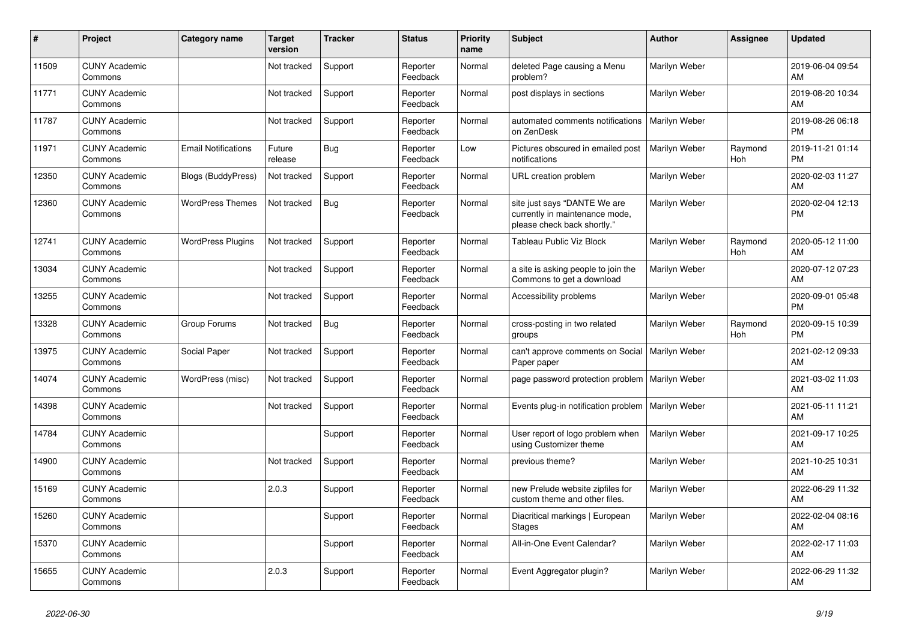| # | Project | Category name | Target version | Tracker | Status | Priority name | Subject | Author | Assignee | Updated |
|---|---|---|---|---|---|---|---|---|---|---|
| 11509 | CUNY Academic Commons | | Not tracked | Support | Reporter Feedback | Normal | deleted Page causing a Menu problem? | Marilyn Weber | | 2019-06-04 09:54 AM |
| 11771 | CUNY Academic Commons | | Not tracked | Support | Reporter Feedback | Normal | post displays in sections | Marilyn Weber | | 2019-08-20 10:34 AM |
| 11787 | CUNY Academic Commons | | Not tracked | Support | Reporter Feedback | Normal | automated comments notifications on ZenDesk | Marilyn Weber | | 2019-08-26 06:18 PM |
| 11971 | CUNY Academic Commons | Email Notifications | Future release | Bug | Reporter Feedback | Low | Pictures obscured in emailed post notifications | Marilyn Weber | Raymond Hoh | 2019-11-21 01:14 PM |
| 12350 | CUNY Academic Commons | Blogs (BuddyPress) | Not tracked | Support | Reporter Feedback | Normal | URL creation problem | Marilyn Weber | | 2020-02-03 11:27 AM |
| 12360 | CUNY Academic Commons | WordPress Themes | Not tracked | Bug | Reporter Feedback | Normal | site just says "DANTE We are currently in maintenance mode, please check back shortly." | Marilyn Weber | | 2020-02-04 12:13 PM |
| 12741 | CUNY Academic Commons | WordPress Plugins | Not tracked | Support | Reporter Feedback | Normal | Tableau Public Viz Block | Marilyn Weber | Raymond Hoh | 2020-05-12 11:00 AM |
| 13034 | CUNY Academic Commons | | Not tracked | Support | Reporter Feedback | Normal | a site is asking people to join the Commons to get a download | Marilyn Weber | | 2020-07-12 07:23 AM |
| 13255 | CUNY Academic Commons | | Not tracked | Support | Reporter Feedback | Normal | Accessibility problems | Marilyn Weber | | 2020-09-01 05:48 PM |
| 13328 | CUNY Academic Commons | Group Forums | Not tracked | Bug | Reporter Feedback | Normal | cross-posting in two related groups | Marilyn Weber | Raymond Hoh | 2020-09-15 10:39 PM |
| 13975 | CUNY Academic Commons | Social Paper | Not tracked | Support | Reporter Feedback | Normal | can't approve comments on Social Paper paper | Marilyn Weber | | 2021-02-12 09:33 AM |
| 14074 | CUNY Academic Commons | WordPress (misc) | Not tracked | Support | Reporter Feedback | Normal | page password protection problem | Marilyn Weber | | 2021-03-02 11:03 AM |
| 14398 | CUNY Academic Commons | | Not tracked | Support | Reporter Feedback | Normal | Events plug-in notification problem | Marilyn Weber | | 2021-05-11 11:21 AM |
| 14784 | CUNY Academic Commons | | | Support | Reporter Feedback | Normal | User report of logo problem when using Customizer theme | Marilyn Weber | | 2021-09-17 10:25 AM |
| 14900 | CUNY Academic Commons | | Not tracked | Support | Reporter Feedback | Normal | previous theme? | Marilyn Weber | | 2021-10-25 10:31 AM |
| 15169 | CUNY Academic Commons | | 2.0.3 | Support | Reporter Feedback | Normal | new Prelude website zipfiles for custom theme and other files. | Marilyn Weber | | 2022-06-29 11:32 AM |
| 15260 | CUNY Academic Commons | | | Support | Reporter Feedback | Normal | Diacritical markings \| European Stages | Marilyn Weber | | 2022-02-04 08:16 AM |
| 15370 | CUNY Academic Commons | | | Support | Reporter Feedback | Normal | All-in-One Event Calendar? | Marilyn Weber | | 2022-02-17 11:03 AM |
| 15655 | CUNY Academic Commons | | 2.0.3 | Support | Reporter Feedback | Normal | Event Aggregator plugin? | Marilyn Weber | | 2022-06-29 11:32 AM |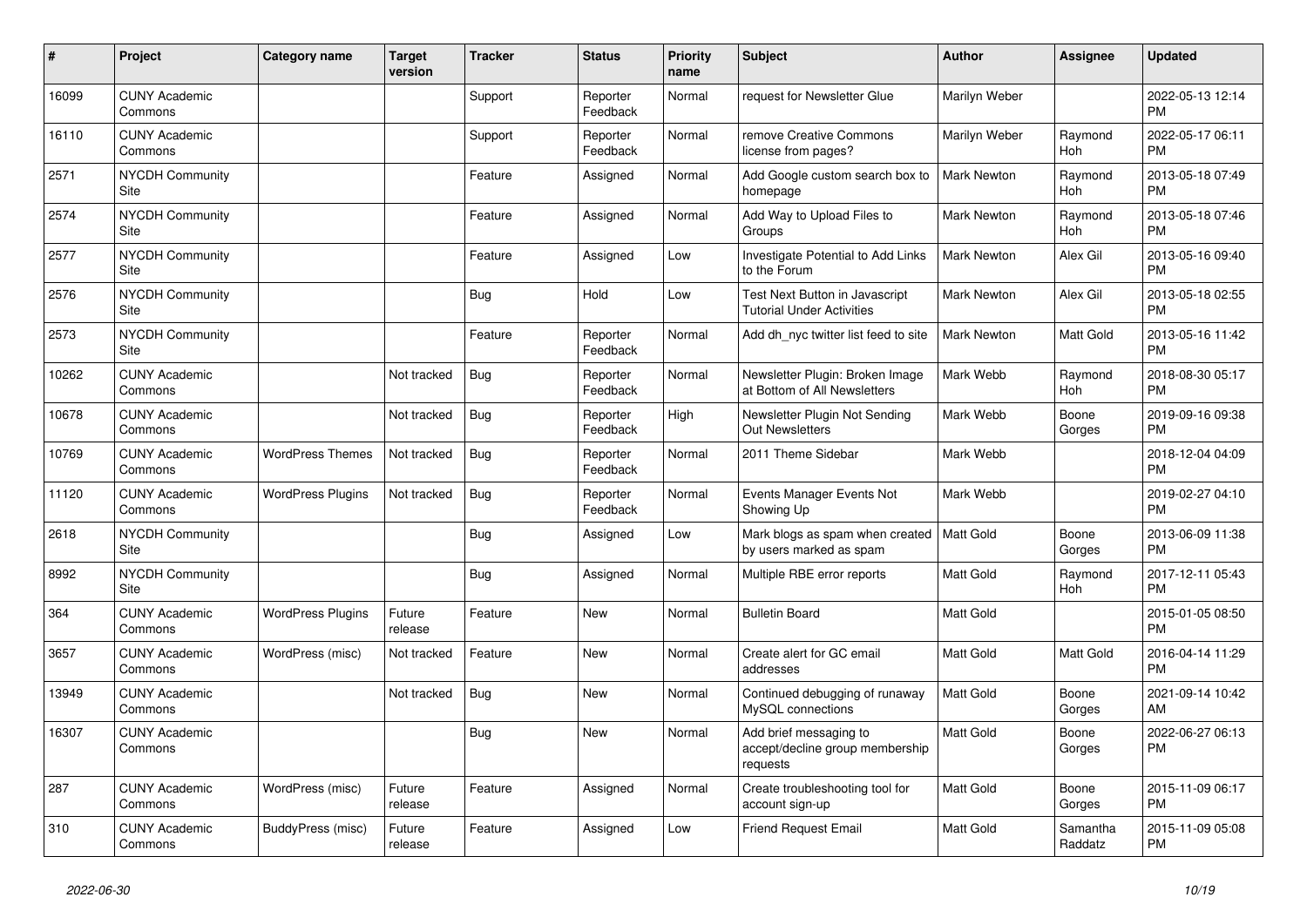| # | Project | Category name | Target version | Tracker | Status | Priority name | Subject | Author | Assignee | Updated |
|---|---|---|---|---|---|---|---|---|---|---|
| 16099 | CUNY Academic Commons | | | Support | Reporter Feedback | Normal | request for Newsletter Glue | Marilyn Weber | | 2022-05-13 12:14 PM |
| 16110 | CUNY Academic Commons | | | Support | Reporter Feedback | Normal | remove Creative Commons license from pages? | Marilyn Weber | Raymond Hoh | 2022-05-17 06:11 PM |
| 2571 | NYCDH Community Site | | | Feature | Assigned | Normal | Add Google custom search box to homepage | Mark Newton | Raymond Hoh | 2013-05-18 07:49 PM |
| 2574 | NYCDH Community Site | | | Feature | Assigned | Normal | Add Way to Upload Files to Groups | Mark Newton | Raymond Hoh | 2013-05-18 07:46 PM |
| 2577 | NYCDH Community Site | | | Feature | Assigned | Low | Investigate Potential to Add Links to the Forum | Mark Newton | Alex Gil | 2013-05-16 09:40 PM |
| 2576 | NYCDH Community Site | | | Bug | Hold | Low | Test Next Button in Javascript Tutorial Under Activities | Mark Newton | Alex Gil | 2013-05-18 02:55 PM |
| 2573 | NYCDH Community Site | | | Feature | Reporter Feedback | Normal | Add dh_nyc twitter list feed to site | Mark Newton | Matt Gold | 2013-05-16 11:42 PM |
| 10262 | CUNY Academic Commons | | Not tracked | Bug | Reporter Feedback | Normal | Newsletter Plugin: Broken Image at Bottom of All Newsletters | Mark Webb | Raymond Hoh | 2018-08-30 05:17 PM |
| 10678 | CUNY Academic Commons | | Not tracked | Bug | Reporter Feedback | High | Newsletter Plugin Not Sending Out Newsletters | Mark Webb | Boone Gorges | 2019-09-16 09:38 PM |
| 10769 | CUNY Academic Commons | WordPress Themes | Not tracked | Bug | Reporter Feedback | Normal | 2011 Theme Sidebar | Mark Webb | | 2018-12-04 04:09 PM |
| 11120 | CUNY Academic Commons | WordPress Plugins | Not tracked | Bug | Reporter Feedback | Normal | Events Manager Events Not Showing Up | Mark Webb | | 2019-02-27 04:10 PM |
| 2618 | NYCDH Community Site | | | Bug | Assigned | Low | Mark blogs as spam when created by users marked as spam | Matt Gold | Boone Gorges | 2013-06-09 11:38 PM |
| 8992 | NYCDH Community Site | | | Bug | Assigned | Normal | Multiple RBE error reports | Matt Gold | Raymond Hoh | 2017-12-11 05:43 PM |
| 364 | CUNY Academic Commons | WordPress Plugins | Future release | Feature | New | Normal | Bulletin Board | Matt Gold | | 2015-01-05 08:50 PM |
| 3657 | CUNY Academic Commons | WordPress (misc) | Not tracked | Feature | New | Normal | Create alert for GC email addresses | Matt Gold | Matt Gold | 2016-04-14 11:29 PM |
| 13949 | CUNY Academic Commons | | Not tracked | Bug | New | Normal | Continued debugging of runaway MySQL connections | Matt Gold | Boone Gorges | 2021-09-14 10:42 AM |
| 16307 | CUNY Academic Commons | | | Bug | New | Normal | Add brief messaging to accept/decline group membership requests | Matt Gold | Boone Gorges | 2022-06-27 06:13 PM |
| 287 | CUNY Academic Commons | WordPress (misc) | Future release | Feature | Assigned | Normal | Create troubleshooting tool for account sign-up | Matt Gold | Boone Gorges | 2015-11-09 06:17 PM |
| 310 | CUNY Academic Commons | BuddyPress (misc) | Future release | Feature | Assigned | Low | Friend Request Email | Matt Gold | Samantha Raddatz | 2015-11-09 05:08 PM |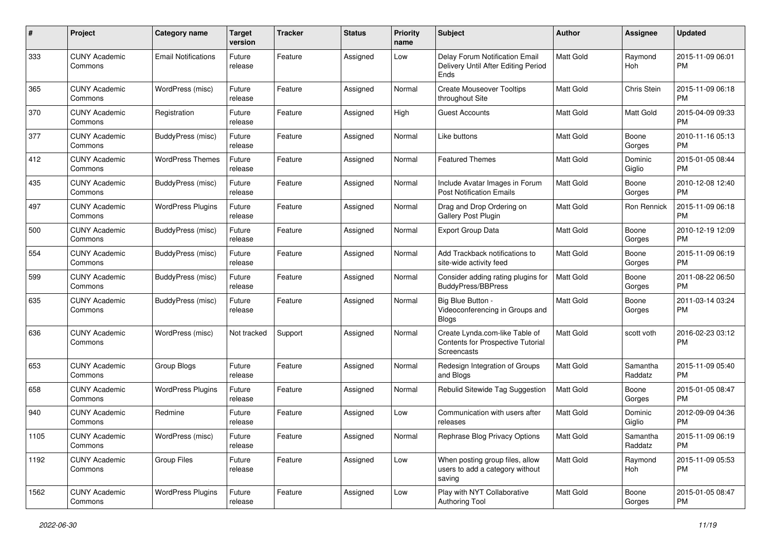| # | Project | Category name | Target version | Tracker | Status | Priority name | Subject | Author | Assignee | Updated |
|---|---|---|---|---|---|---|---|---|---|---|
| 333 | CUNY Academic Commons | Email Notifications | Future release | Feature | Assigned | Low | Delay Forum Notification Email Delivery Until After Editing Period Ends | Matt Gold | Raymond Hoh | 2015-11-09 06:01 PM |
| 365 | CUNY Academic Commons | WordPress (misc) | Future release | Feature | Assigned | Normal | Create Mouseover Tooltips throughout Site | Matt Gold | Chris Stein | 2015-11-09 06:18 PM |
| 370 | CUNY Academic Commons | Registration | Future release | Feature | Assigned | High | Guest Accounts | Matt Gold | Matt Gold | 2015-04-09 09:33 PM |
| 377 | CUNY Academic Commons | BuddyPress (misc) | Future release | Feature | Assigned | Normal | Like buttons | Matt Gold | Boone Gorges | 2010-11-16 05:13 PM |
| 412 | CUNY Academic Commons | WordPress Themes | Future release | Feature | Assigned | Normal | Featured Themes | Matt Gold | Dominic Giglio | 2015-01-05 08:44 PM |
| 435 | CUNY Academic Commons | BuddyPress (misc) | Future release | Feature | Assigned | Normal | Include Avatar Images in Forum Post Notification Emails | Matt Gold | Boone Gorges | 2010-12-08 12:40 PM |
| 497 | CUNY Academic Commons | WordPress Plugins | Future release | Feature | Assigned | Normal | Drag and Drop Ordering on Gallery Post Plugin | Matt Gold | Ron Rennick | 2015-11-09 06:18 PM |
| 500 | CUNY Academic Commons | BuddyPress (misc) | Future release | Feature | Assigned | Normal | Export Group Data | Matt Gold | Boone Gorges | 2010-12-19 12:09 PM |
| 554 | CUNY Academic Commons | BuddyPress (misc) | Future release | Feature | Assigned | Normal | Add Trackback notifications to site-wide activity feed | Matt Gold | Boone Gorges | 2015-11-09 06:19 PM |
| 599 | CUNY Academic Commons | BuddyPress (misc) | Future release | Feature | Assigned | Normal | Consider adding rating plugins for BuddyPress/BBPress | Matt Gold | Boone Gorges | 2011-08-22 06:50 PM |
| 635 | CUNY Academic Commons | BuddyPress (misc) | Future release | Feature | Assigned | Normal | Big Blue Button - Videoconferencing in Groups and Blogs | Matt Gold | Boone Gorges | 2011-03-14 03:24 PM |
| 636 | CUNY Academic Commons | WordPress (misc) | Not tracked | Support | Assigned | Normal | Create Lynda.com-like Table of Contents for Prospective Tutorial Screencasts | Matt Gold | scott voth | 2016-02-23 03:12 PM |
| 653 | CUNY Academic Commons | Group Blogs | Future release | Feature | Assigned | Normal | Redesign Integration of Groups and Blogs | Matt Gold | Samantha Raddatz | 2015-11-09 05:40 PM |
| 658 | CUNY Academic Commons | WordPress Plugins | Future release | Feature | Assigned | Normal | Rebulid Sitewide Tag Suggestion | Matt Gold | Boone Gorges | 2015-01-05 08:47 PM |
| 940 | CUNY Academic Commons | Redmine | Future release | Feature | Assigned | Low | Communication with users after releases | Matt Gold | Dominic Giglio | 2012-09-09 04:36 PM |
| 1105 | CUNY Academic Commons | WordPress (misc) | Future release | Feature | Assigned | Normal | Rephrase Blog Privacy Options | Matt Gold | Samantha Raddatz | 2015-11-09 06:19 PM |
| 1192 | CUNY Academic Commons | Group Files | Future release | Feature | Assigned | Low | When posting group files, allow users to add a category without saving | Matt Gold | Raymond Hoh | 2015-11-09 05:53 PM |
| 1562 | CUNY Academic Commons | WordPress Plugins | Future release | Feature | Assigned | Low | Play with NYT Collaborative Authoring Tool | Matt Gold | Boone Gorges | 2015-01-05 08:47 PM |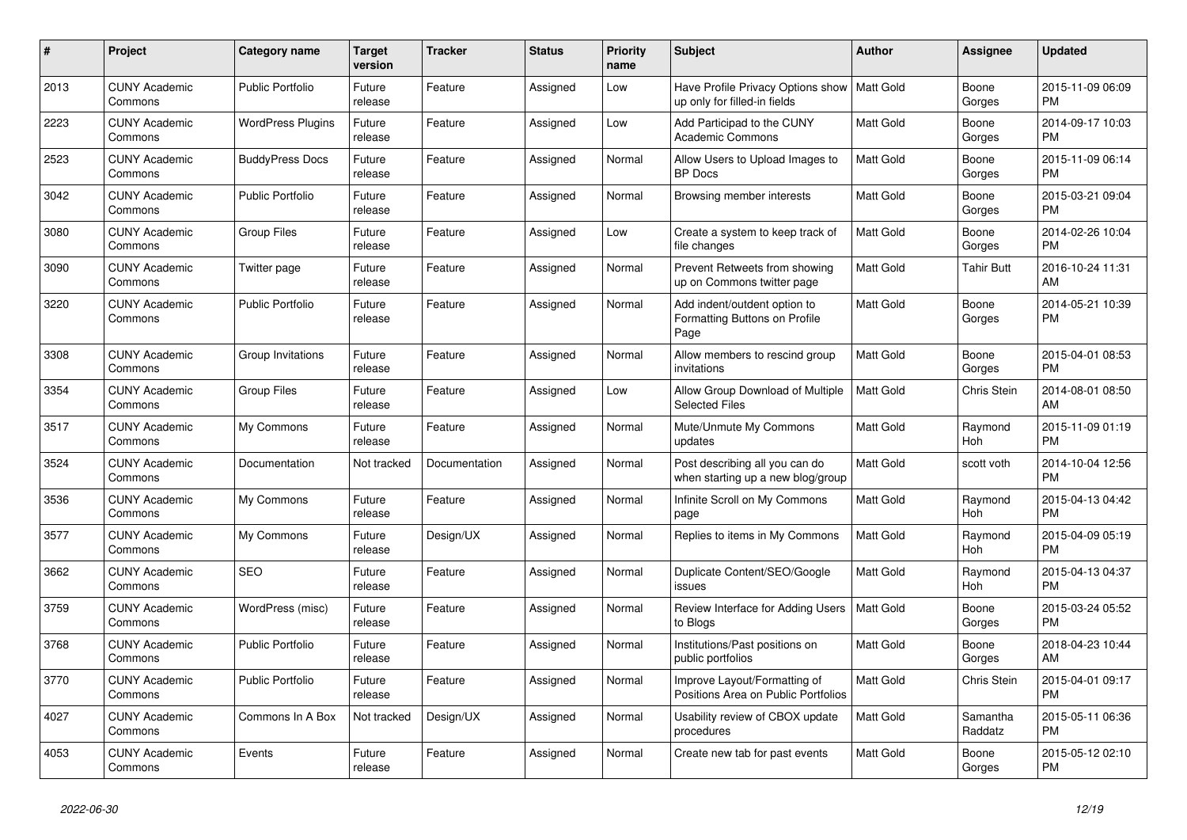| # | Project | Category name | Target version | Tracker | Status | Priority name | Subject | Author | Assignee | Updated |
|---|---|---|---|---|---|---|---|---|---|---|
| 2013 | CUNY Academic Commons | Public Portfolio | Future release | Feature | Assigned | Low | Have Profile Privacy Options show up only for filled-in fields | Matt Gold | Boone Gorges | 2015-11-09 06:09 PM |
| 2223 | CUNY Academic Commons | WordPress Plugins | Future release | Feature | Assigned | Low | Add Participad to the CUNY Academic Commons | Matt Gold | Boone Gorges | 2014-09-17 10:03 PM |
| 2523 | CUNY Academic Commons | BuddyPress Docs | Future release | Feature | Assigned | Normal | Allow Users to Upload Images to BP Docs | Matt Gold | Boone Gorges | 2015-11-09 06:14 PM |
| 3042 | CUNY Academic Commons | Public Portfolio | Future release | Feature | Assigned | Normal | Browsing member interests | Matt Gold | Boone Gorges | 2015-03-21 09:04 PM |
| 3080 | CUNY Academic Commons | Group Files | Future release | Feature | Assigned | Low | Create a system to keep track of file changes | Matt Gold | Boone Gorges | 2014-02-26 10:04 PM |
| 3090 | CUNY Academic Commons | Twitter page | Future release | Feature | Assigned | Normal | Prevent Retweets from showing up on Commons twitter page | Matt Gold | Tahir Butt | 2016-10-24 11:31 AM |
| 3220 | CUNY Academic Commons | Public Portfolio | Future release | Feature | Assigned | Normal | Add indent/outdent option to Formatting Buttons on Profile Page | Matt Gold | Boone Gorges | 2014-05-21 10:39 PM |
| 3308 | CUNY Academic Commons | Group Invitations | Future release | Feature | Assigned | Normal | Allow members to rescind group invitations | Matt Gold | Boone Gorges | 2015-04-01 08:53 PM |
| 3354 | CUNY Academic Commons | Group Files | Future release | Feature | Assigned | Low | Allow Group Download of Multiple Selected Files | Matt Gold | Chris Stein | 2014-08-01 08:50 AM |
| 3517 | CUNY Academic Commons | My Commons | Future release | Feature | Assigned | Normal | Mute/Unmute My Commons updates | Matt Gold | Raymond Hoh | 2015-11-09 01:19 PM |
| 3524 | CUNY Academic Commons | Documentation | Not tracked | Documentation | Assigned | Normal | Post describing all you can do when starting up a new blog/group | Matt Gold | scott voth | 2014-10-04 12:56 PM |
| 3536 | CUNY Academic Commons | My Commons | Future release | Feature | Assigned | Normal | Infinite Scroll on My Commons page | Matt Gold | Raymond Hoh | 2015-04-13 04:42 PM |
| 3577 | CUNY Academic Commons | My Commons | Future release | Design/UX | Assigned | Normal | Replies to items in My Commons | Matt Gold | Raymond Hoh | 2015-04-09 05:19 PM |
| 3662 | CUNY Academic Commons | SEO | Future release | Feature | Assigned | Normal | Duplicate Content/SEO/Google issues | Matt Gold | Raymond Hoh | 2015-04-13 04:37 PM |
| 3759 | CUNY Academic Commons | WordPress (misc) | Future release | Feature | Assigned | Normal | Review Interface for Adding Users to Blogs | Matt Gold | Boone Gorges | 2015-03-24 05:52 PM |
| 3768 | CUNY Academic Commons | Public Portfolio | Future release | Feature | Assigned | Normal | Institutions/Past positions on public portfolios | Matt Gold | Boone Gorges | 2018-04-23 10:44 AM |
| 3770 | CUNY Academic Commons | Public Portfolio | Future release | Feature | Assigned | Normal | Improve Layout/Formatting of Positions Area on Public Portfolios | Matt Gold | Chris Stein | 2015-04-01 09:17 PM |
| 4027 | CUNY Academic Commons | Commons In A Box | Not tracked | Design/UX | Assigned | Normal | Usability review of CBOX update procedures | Matt Gold | Samantha Raddatz | 2015-05-11 06:36 PM |
| 4053 | CUNY Academic Commons | Events | Future release | Feature | Assigned | Normal | Create new tab for past events | Matt Gold | Boone Gorges | 2015-05-12 02:10 PM |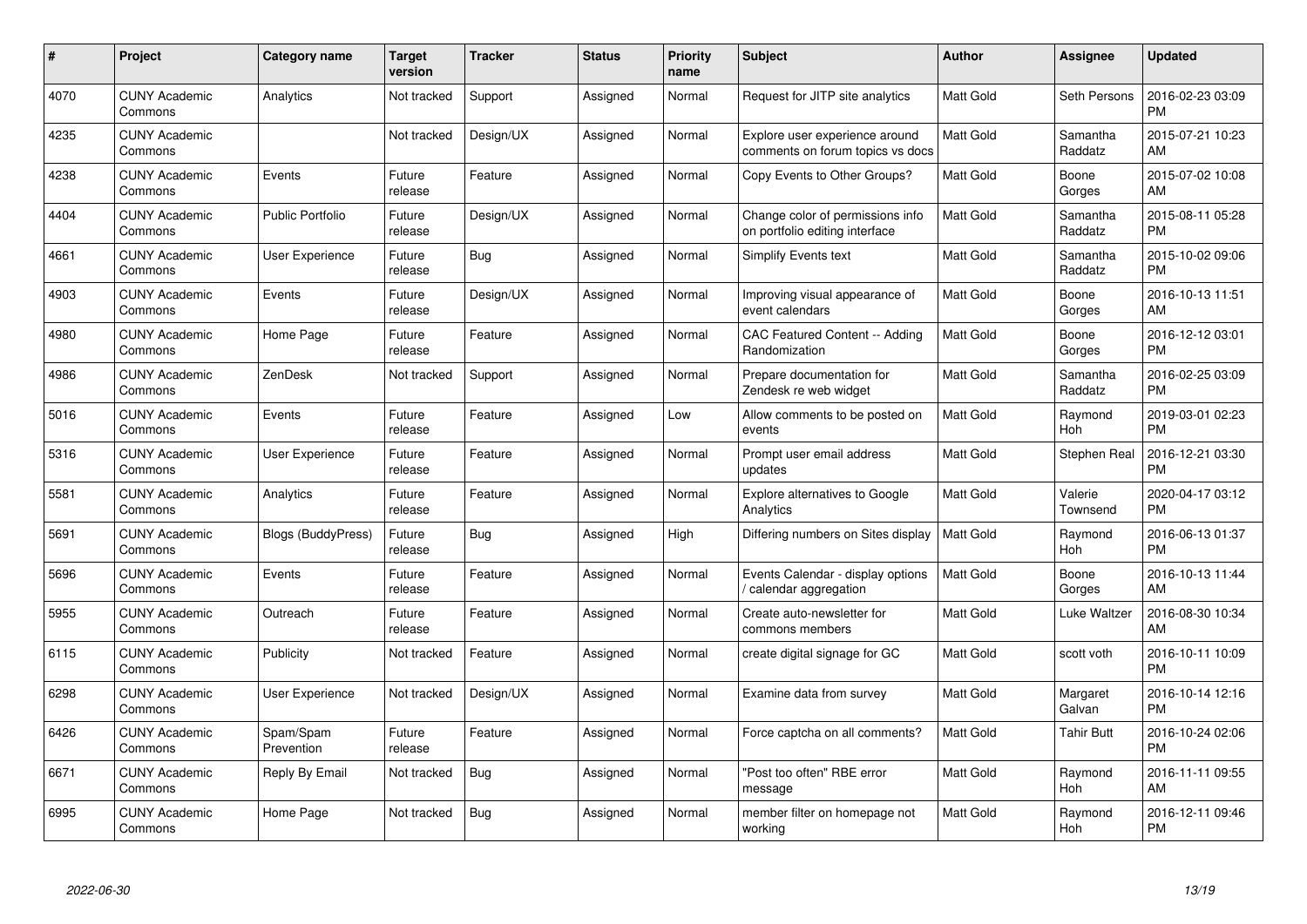| # | Project | Category name | Target version | Tracker | Status | Priority name | Subject | Author | Assignee | Updated |
|---|---|---|---|---|---|---|---|---|---|---|
| 4070 | CUNY Academic Commons | Analytics | Not tracked | Support | Assigned | Normal | Request for JITP site analytics | Matt Gold | Seth Persons | 2016-02-23 03:09 PM |
| 4235 | CUNY Academic Commons | | Not tracked | Design/UX | Assigned | Normal | Explore user experience around comments on forum topics vs docs | Matt Gold | Samantha Raddatz | 2015-07-21 10:23 AM |
| 4238 | CUNY Academic Commons | Events | Future release | Feature | Assigned | Normal | Copy Events to Other Groups? | Matt Gold | Boone Gorges | 2015-07-02 10:08 AM |
| 4404 | CUNY Academic Commons | Public Portfolio | Future release | Design/UX | Assigned | Normal | Change color of permissions info on portfolio editing interface | Matt Gold | Samantha Raddatz | 2015-08-11 05:28 PM |
| 4661 | CUNY Academic Commons | User Experience | Future release | Bug | Assigned | Normal | Simplify Events text | Matt Gold | Samantha Raddatz | 2015-10-02 09:06 PM |
| 4903 | CUNY Academic Commons | Events | Future release | Design/UX | Assigned | Normal | Improving visual appearance of event calendars | Matt Gold | Boone Gorges | 2016-10-13 11:51 AM |
| 4980 | CUNY Academic Commons | Home Page | Future release | Feature | Assigned | Normal | CAC Featured Content -- Adding Randomization | Matt Gold | Boone Gorges | 2016-12-12 03:01 PM |
| 4986 | CUNY Academic Commons | ZenDesk | Not tracked | Support | Assigned | Normal | Prepare documentation for Zendesk re web widget | Matt Gold | Samantha Raddatz | 2016-02-25 03:09 PM |
| 5016 | CUNY Academic Commons | Events | Future release | Feature | Assigned | Low | Allow comments to be posted on events | Matt Gold | Raymond Hoh | 2019-03-01 02:23 PM |
| 5316 | CUNY Academic Commons | User Experience | Future release | Feature | Assigned | Normal | Prompt user email address updates | Matt Gold | Stephen Real | 2016-12-21 03:30 PM |
| 5581 | CUNY Academic Commons | Analytics | Future release | Feature | Assigned | Normal | Explore alternatives to Google Analytics | Matt Gold | Valerie Townsend | 2020-04-17 03:12 PM |
| 5691 | CUNY Academic Commons | Blogs (BuddyPress) | Future release | Bug | Assigned | High | Differing numbers on Sites display | Matt Gold | Raymond Hoh | 2016-06-13 01:37 PM |
| 5696 | CUNY Academic Commons | Events | Future release | Feature | Assigned | Normal | Events Calendar - display options / calendar aggregation | Matt Gold | Boone Gorges | 2016-10-13 11:44 AM |
| 5955 | CUNY Academic Commons | Outreach | Future release | Feature | Assigned | Normal | Create auto-newsletter for commons members | Matt Gold | Luke Waltzer | 2016-08-30 10:34 AM |
| 6115 | CUNY Academic Commons | Publicity | Not tracked | Feature | Assigned | Normal | create digital signage for GC | Matt Gold | scott voth | 2016-10-11 10:09 PM |
| 6298 | CUNY Academic Commons | User Experience | Not tracked | Design/UX | Assigned | Normal | Examine data from survey | Matt Gold | Margaret Galvan | 2016-10-14 12:16 PM |
| 6426 | CUNY Academic Commons | Spam/Spam Prevention | Future release | Feature | Assigned | Normal | Force captcha on all comments? | Matt Gold | Tahir Butt | 2016-10-24 02:06 PM |
| 6671 | CUNY Academic Commons | Reply By Email | Not tracked | Bug | Assigned | Normal | "Post too often" RBE error message | Matt Gold | Raymond Hoh | 2016-11-11 09:55 AM |
| 6995 | CUNY Academic Commons | Home Page | Not tracked | Bug | Assigned | Normal | member filter on homepage not working | Matt Gold | Raymond Hoh | 2016-12-11 09:46 PM |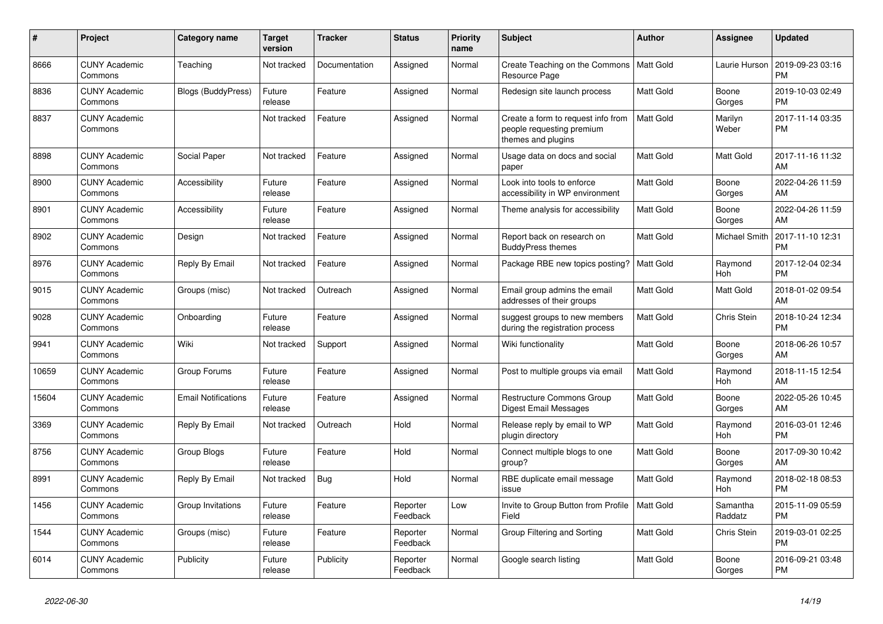| # | Project | Category name | Target version | Tracker | Status | Priority name | Subject | Author | Assignee | Updated |
|---|---|---|---|---|---|---|---|---|---|---|
| 8666 | CUNY Academic Commons | Teaching | Not tracked | Documentation | Assigned | Normal | Create Teaching on the Commons Resource Page | Matt Gold | Laurie Hurson | 2019-09-23 03:16 PM |
| 8836 | CUNY Academic Commons | Blogs (BuddyPress) | Future release | Feature | Assigned | Normal | Redesign site launch process | Matt Gold | Boone Gorges | 2019-10-03 02:49 PM |
| 8837 | CUNY Academic Commons | | Not tracked | Feature | Assigned | Normal | Create a form to request info from people requesting premium themes and plugins | Matt Gold | Marilyn Weber | 2017-11-14 03:35 PM |
| 8898 | CUNY Academic Commons | Social Paper | Not tracked | Feature | Assigned | Normal | Usage data on docs and social paper | Matt Gold | Matt Gold | 2017-11-16 11:32 AM |
| 8900 | CUNY Academic Commons | Accessibility | Future release | Feature | Assigned | Normal | Look into tools to enforce accessibility in WP environment | Matt Gold | Boone Gorges | 2022-04-26 11:59 AM |
| 8901 | CUNY Academic Commons | Accessibility | Future release | Feature | Assigned | Normal | Theme analysis for accessibility | Matt Gold | Boone Gorges | 2022-04-26 11:59 AM |
| 8902 | CUNY Academic Commons | Design | Not tracked | Feature | Assigned | Normal | Report back on research on BuddyPress themes | Matt Gold | Michael Smith | 2017-11-10 12:31 PM |
| 8976 | CUNY Academic Commons | Reply By Email | Not tracked | Feature | Assigned | Normal | Package RBE new topics posting? | Matt Gold | Raymond Hoh | 2017-12-04 02:34 PM |
| 9015 | CUNY Academic Commons | Groups (misc) | Not tracked | Outreach | Assigned | Normal | Email group admins the email addresses of their groups | Matt Gold | Matt Gold | 2018-01-02 09:54 AM |
| 9028 | CUNY Academic Commons | Onboarding | Future release | Feature | Assigned | Normal | suggest groups to new members during the registration process | Matt Gold | Chris Stein | 2018-10-24 12:34 PM |
| 9941 | CUNY Academic Commons | Wiki | Not tracked | Support | Assigned | Normal | Wiki functionality | Matt Gold | Boone Gorges | 2018-06-26 10:57 AM |
| 10659 | CUNY Academic Commons | Group Forums | Future release | Feature | Assigned | Normal | Post to multiple groups via email | Matt Gold | Raymond Hoh | 2018-11-15 12:54 AM |
| 15604 | CUNY Academic Commons | Email Notifications | Future release | Feature | Assigned | Normal | Restructure Commons Group Digest Email Messages | Matt Gold | Boone Gorges | 2022-05-26 10:45 AM |
| 3369 | CUNY Academic Commons | Reply By Email | Not tracked | Outreach | Hold | Normal | Release reply by email to WP plugin directory | Matt Gold | Raymond Hoh | 2016-03-01 12:46 PM |
| 8756 | CUNY Academic Commons | Group Blogs | Future release | Feature | Hold | Normal | Connect multiple blogs to one group? | Matt Gold | Boone Gorges | 2017-09-30 10:42 AM |
| 8991 | CUNY Academic Commons | Reply By Email | Not tracked | Bug | Hold | Normal | RBE duplicate email message issue | Matt Gold | Raymond Hoh | 2018-02-18 08:53 PM |
| 1456 | CUNY Academic Commons | Group Invitations | Future release | Feature | Reporter Feedback | Low | Invite to Group Button from Profile Field | Matt Gold | Samantha Raddatz | 2015-11-09 05:59 PM |
| 1544 | CUNY Academic Commons | Groups (misc) | Future release | Feature | Reporter Feedback | Normal | Group Filtering and Sorting | Matt Gold | Chris Stein | 2019-03-01 02:25 PM |
| 6014 | CUNY Academic Commons | Publicity | Future release | Publicity | Reporter Feedback | Normal | Google search listing | Matt Gold | Boone Gorges | 2016-09-21 03:48 PM |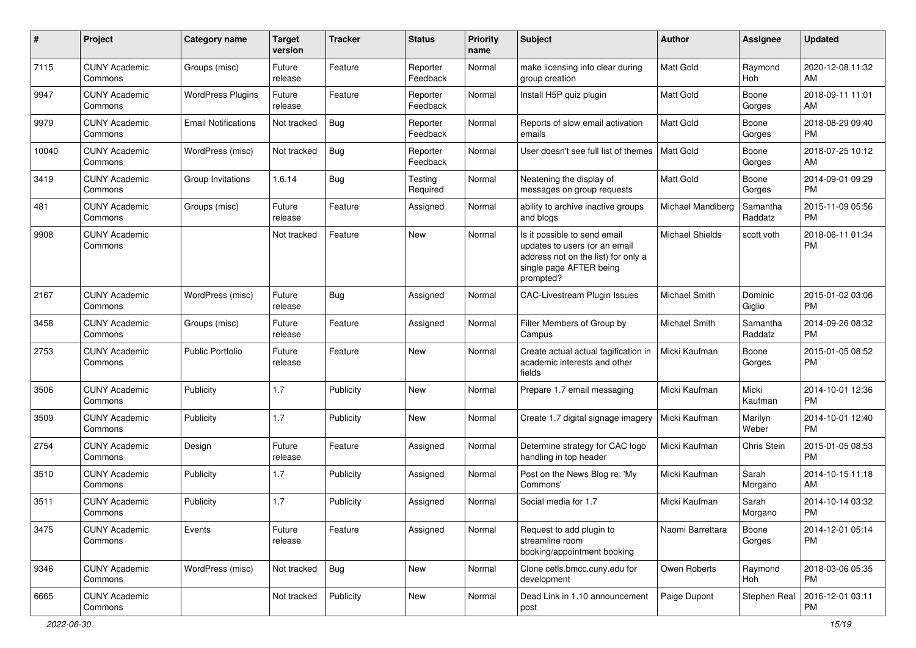| # | Project | Category name | Target version | Tracker | Status | Priority name | Subject | Author | Assignee | Updated |
|---|---|---|---|---|---|---|---|---|---|---|
| 7115 | CUNY Academic Commons | Groups (misc) | Future release | Feature | Reporter Feedback | Normal | make licensing info clear during group creation | Matt Gold | Raymond Hoh | 2020-12-08 11:32 AM |
| 9947 | CUNY Academic Commons | WordPress Plugins | Future release | Feature | Reporter Feedback | Normal | Install H5P quiz plugin | Matt Gold | Boone Gorges | 2018-09-11 11:01 AM |
| 9979 | CUNY Academic Commons | Email Notifications | Not tracked | Bug | Reporter Feedback | Normal | Reports of slow email activation emails | Matt Gold | Boone Gorges | 2018-08-29 09:40 PM |
| 10040 | CUNY Academic Commons | WordPress (misc) | Not tracked | Bug | Reporter Feedback | Normal | User doesn't see full list of themes | Matt Gold | Boone Gorges | 2018-07-25 10:12 AM |
| 3419 | CUNY Academic Commons | Group Invitations | 1.6.14 | Bug | Testing Required | Normal | Neatening the display of messages on group requests | Matt Gold | Boone Gorges | 2014-09-01 09:29 PM |
| 481 | CUNY Academic Commons | Groups (misc) | Future release | Feature | Assigned | Normal | ability to archive inactive groups and blogs | Michael Mandiberg | Samantha Raddatz | 2015-11-09 05:56 PM |
| 9908 | CUNY Academic Commons | | Not tracked | Feature | New | Normal | Is it possible to send email updates to users (or an email address not on the list) for only a single page AFTER being prompted? | Michael Shields | scott voth | 2018-06-11 01:34 PM |
| 2167 | CUNY Academic Commons | WordPress (misc) | Future release | Bug | Assigned | Normal | CAC-Livestream Plugin Issues | Michael Smith | Dominic Giglio | 2015-01-02 03:06 PM |
| 3458 | CUNY Academic Commons | Groups (misc) | Future release | Feature | Assigned | Normal | Filter Members of Group by Campus | Michael Smith | Samantha Raddatz | 2014-09-26 08:32 PM |
| 2753 | CUNY Academic Commons | Public Portfolio | Future release | Feature | New | Normal | Create actual actual tagification in academic interests and other fields | Micki Kaufman | Boone Gorges | 2015-01-05 08:52 PM |
| 3506 | CUNY Academic Commons | Publicity | 1.7 | Publicity | New | Normal | Prepare 1.7 email messaging | Micki Kaufman | Micki Kaufman | 2014-10-01 12:36 PM |
| 3509 | CUNY Academic Commons | Publicity | 1.7 | Publicity | New | Normal | Create 1.7 digital signage imagery | Micki Kaufman | Marilyn Weber | 2014-10-01 12:40 PM |
| 2754 | CUNY Academic Commons | Design | Future release | Feature | Assigned | Normal | Determine strategy for CAC logo handling in top header | Micki Kaufman | Chris Stein | 2015-01-05 08:53 PM |
| 3510 | CUNY Academic Commons | Publicity | 1.7 | Publicity | Assigned | Normal | Post on the News Blog re: 'My Commons' | Micki Kaufman | Sarah Morgano | 2014-10-15 11:18 AM |
| 3511 | CUNY Academic Commons | Publicity | 1.7 | Publicity | Assigned | Normal | Social media for 1.7 | Micki Kaufman | Sarah Morgano | 2014-10-14 03:32 PM |
| 3475 | CUNY Academic Commons | Events | Future release | Feature | Assigned | Normal | Request to add plugin to streamline room booking/appointment booking | Naomi Barrettara | Boone Gorges | 2014-12-01 05:14 PM |
| 9346 | CUNY Academic Commons | WordPress (misc) | Not tracked | Bug | New | Normal | Clone cetls.bmcc.cuny.edu for development | Owen Roberts | Raymond Hoh | 2018-03-06 05:35 PM |
| 6665 | CUNY Academic Commons | | Not tracked | Publicity | New | Normal | Dead Link in 1.10 announcement post | Paige Dupont | Stephen Real | 2016-12-01 03:11 PM |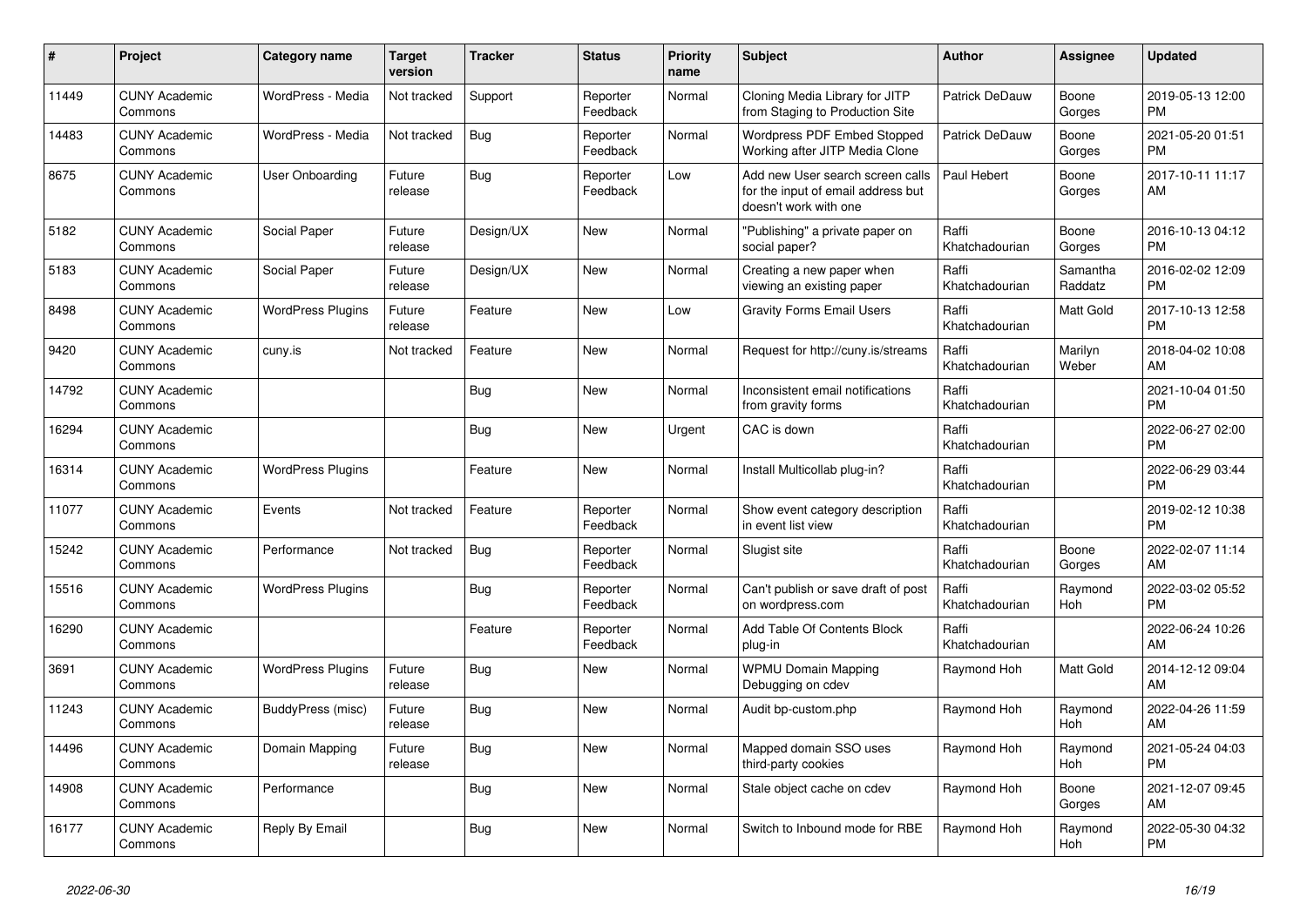| # | Project | Category name | Target version | Tracker | Status | Priority name | Subject | Author | Assignee | Updated |
|---|---|---|---|---|---|---|---|---|---|---|
| 11449 | CUNY Academic Commons | WordPress - Media | Not tracked | Support | Reporter Feedback | Normal | Cloning Media Library for JITP from Staging to Production Site | Patrick DeDauw | Boone Gorges | 2019-05-13 12:00 PM |
| 14483 | CUNY Academic Commons | WordPress - Media | Not tracked | Bug | Reporter Feedback | Normal | Wordpress PDF Embed Stopped Working after JITP Media Clone | Patrick DeDauw | Boone Gorges | 2021-05-20 01:51 PM |
| 8675 | CUNY Academic Commons | User Onboarding | Future release | Bug | Reporter Feedback | Low | Add new User search screen calls for the input of email address but doesn't work with one | Paul Hebert | Boone Gorges | 2017-10-11 11:17 AM |
| 5182 | CUNY Academic Commons | Social Paper | Future release | Design/UX | New | Normal | "Publishing" a private paper on social paper? | Raffi Khatchadourian | Boone Gorges | 2016-10-13 04:12 PM |
| 5183 | CUNY Academic Commons | Social Paper | Future release | Design/UX | New | Normal | Creating a new paper when viewing an existing paper | Raffi Khatchadourian | Samantha Raddatz | 2016-02-02 12:09 PM |
| 8498 | CUNY Academic Commons | WordPress Plugins | Future release | Feature | New | Low | Gravity Forms Email Users | Raffi Khatchadourian | Matt Gold | 2017-10-13 12:58 PM |
| 9420 | CUNY Academic Commons | cuny.is | Not tracked | Feature | New | Normal | Request for http://cuny.is/streams | Raffi Khatchadourian | Marilyn Weber | 2018-04-02 10:08 AM |
| 14792 | CUNY Academic Commons | | | Bug | New | Normal | Inconsistent email notifications from gravity forms | Raffi Khatchadourian | | 2021-10-04 01:50 PM |
| 16294 | CUNY Academic Commons | | | Bug | New | Urgent | CAC is down | Raffi Khatchadourian | | 2022-06-27 02:00 PM |
| 16314 | CUNY Academic Commons | WordPress Plugins | | Feature | New | Normal | Install Multicollab plug-in? | Raffi Khatchadourian | | 2022-06-29 03:44 PM |
| 11077 | CUNY Academic Commons | Events | Not tracked | Feature | Reporter Feedback | Normal | Show event category description in event list view | Raffi Khatchadourian | | 2019-02-12 10:38 PM |
| 15242 | CUNY Academic Commons | Performance | Not tracked | Bug | Reporter Feedback | Normal | Slugist site | Raffi Khatchadourian | Boone Gorges | 2022-02-07 11:14 AM |
| 15516 | CUNY Academic Commons | WordPress Plugins | | Bug | Reporter Feedback | Normal | Can't publish or save draft of post on wordpress.com | Raffi Khatchadourian | Raymond Hoh | 2022-03-02 05:52 PM |
| 16290 | CUNY Academic Commons | | | Feature | Reporter Feedback | Normal | Add Table Of Contents Block plug-in | Raffi Khatchadourian | | 2022-06-24 10:26 AM |
| 3691 | CUNY Academic Commons | WordPress Plugins | Future release | Bug | New | Normal | WPMU Domain Mapping Debugging on cdev | Raymond Hoh | Matt Gold | 2014-12-12 09:04 AM |
| 11243 | CUNY Academic Commons | BuddyPress (misc) | Future release | Bug | New | Normal | Audit bp-custom.php | Raymond Hoh | Raymond Hoh | 2022-04-26 11:59 AM |
| 14496 | CUNY Academic Commons | Domain Mapping | Future release | Bug | New | Normal | Mapped domain SSO uses third-party cookies | Raymond Hoh | Raymond Hoh | 2021-05-24 04:03 PM |
| 14908 | CUNY Academic Commons | Performance | | Bug | New | Normal | Stale object cache on cdev | Raymond Hoh | Boone Gorges | 2021-12-07 09:45 AM |
| 16177 | CUNY Academic Commons | Reply By Email | | Bug | New | Normal | Switch to Inbound mode for RBE | Raymond Hoh | Raymond Hoh | 2022-05-30 04:32 PM |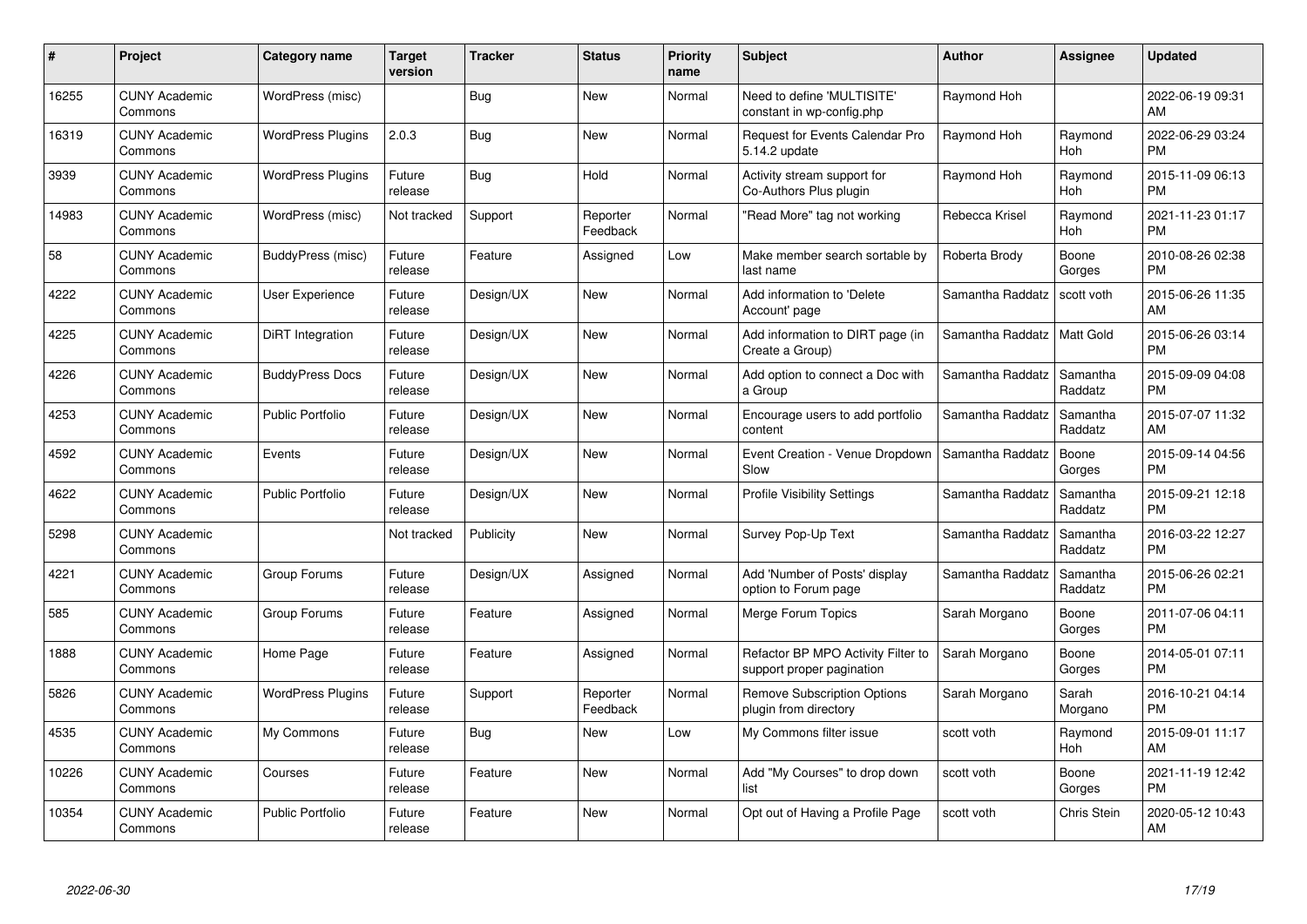| # | Project | Category name | Target version | Tracker | Status | Priority name | Subject | Author | Assignee | Updated |
|---|---|---|---|---|---|---|---|---|---|---|
| 16255 | CUNY Academic Commons | WordPress (misc) | | Bug | New | Normal | Need to define 'MULTISITE' constant in wp-config.php | Raymond Hoh | | 2022-06-19 09:31 AM |
| 16319 | CUNY Academic Commons | WordPress Plugins | 2.0.3 | Bug | New | Normal | Request for Events Calendar Pro 5.14.2 update | Raymond Hoh | Raymond Hoh | 2022-06-29 03:24 PM |
| 3939 | CUNY Academic Commons | WordPress Plugins | Future release | Bug | Hold | Normal | Activity stream support for Co-Authors Plus plugin | Raymond Hoh | Raymond Hoh | 2015-11-09 06:13 PM |
| 14983 | CUNY Academic Commons | WordPress (misc) | Not tracked | Support | Reporter Feedback | Normal | "Read More" tag not working | Rebecca Krisel | Raymond Hoh | 2021-11-23 01:17 PM |
| 58 | CUNY Academic Commons | BuddyPress (misc) | Future release | Feature | Assigned | Low | Make member search sortable by last name | Roberta Brody | Boone Gorges | 2010-08-26 02:38 PM |
| 4222 | CUNY Academic Commons | User Experience | Future release | Design/UX | New | Normal | Add information to 'Delete Account' page | Samantha Raddatz | scott voth | 2015-06-26 11:35 AM |
| 4225 | CUNY Academic Commons | DiRT Integration | Future release | Design/UX | New | Normal | Add information to DIRT page (in Create a Group) | Samantha Raddatz | Matt Gold | 2015-06-26 03:14 PM |
| 4226 | CUNY Academic Commons | BuddyPress Docs | Future release | Design/UX | New | Normal | Add option to connect a Doc with a Group | Samantha Raddatz | Samantha Raddatz | 2015-09-09 04:08 PM |
| 4253 | CUNY Academic Commons | Public Portfolio | Future release | Design/UX | New | Normal | Encourage users to add portfolio content | Samantha Raddatz | Samantha Raddatz | 2015-07-07 11:32 AM |
| 4592 | CUNY Academic Commons | Events | Future release | Design/UX | New | Normal | Event Creation - Venue Dropdown Slow | Samantha Raddatz | Boone Gorges | 2015-09-14 04:56 PM |
| 4622 | CUNY Academic Commons | Public Portfolio | Future release | Design/UX | New | Normal | Profile Visibility Settings | Samantha Raddatz | Samantha Raddatz | 2015-09-21 12:18 PM |
| 5298 | CUNY Academic Commons | | Not tracked | Publicity | New | Normal | Survey Pop-Up Text | Samantha Raddatz | Samantha Raddatz | 2016-03-22 12:27 PM |
| 4221 | CUNY Academic Commons | Group Forums | Future release | Design/UX | Assigned | Normal | Add 'Number of Posts' display option to Forum page | Samantha Raddatz | Samantha Raddatz | 2015-06-26 02:21 PM |
| 585 | CUNY Academic Commons | Group Forums | Future release | Feature | Assigned | Normal | Merge Forum Topics | Sarah Morgano | Boone Gorges | 2011-07-06 04:11 PM |
| 1888 | CUNY Academic Commons | Home Page | Future release | Feature | Assigned | Normal | Refactor BP MPO Activity Filter to support proper pagination | Sarah Morgano | Boone Gorges | 2014-05-01 07:11 PM |
| 5826 | CUNY Academic Commons | WordPress Plugins | Future release | Support | Reporter Feedback | Normal | Remove Subscription Options plugin from directory | Sarah Morgano | Sarah Morgano | 2016-10-21 04:14 PM |
| 4535 | CUNY Academic Commons | My Commons | Future release | Bug | New | Low | My Commons filter issue | scott voth | Raymond Hoh | 2015-09-01 11:17 AM |
| 10226 | CUNY Academic Commons | Courses | Future release | Feature | New | Normal | Add "My Courses" to drop down list | scott voth | Boone Gorges | 2021-11-19 12:42 PM |
| 10354 | CUNY Academic Commons | Public Portfolio | Future release | Feature | New | Normal | Opt out of Having a Profile Page | scott voth | Chris Stein | 2020-05-12 10:43 AM |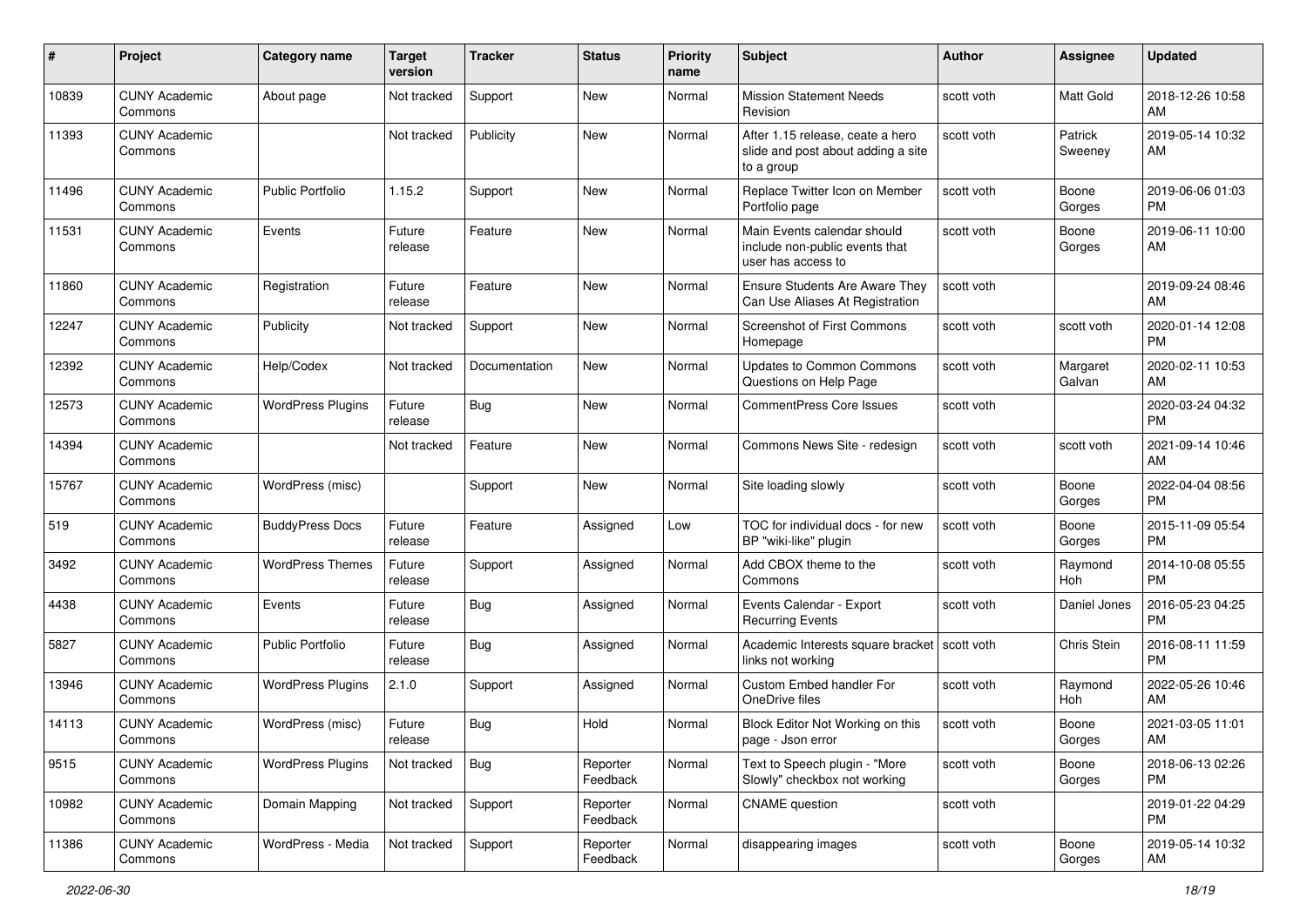| # | Project | Category name | Target version | Tracker | Status | Priority name | Subject | Author | Assignee | Updated |
|---|---|---|---|---|---|---|---|---|---|---|
| 10839 | CUNY Academic Commons | About page | Not tracked | Support | New | Normal | Mission Statement Needs Revision | scott voth | Matt Gold | 2018-12-26 10:58 AM |
| 11393 | CUNY Academic Commons | | Not tracked | Publicity | New | Normal | After 1.15 release, ceate a hero slide and post about adding a site to a group | scott voth | Patrick Sweeney | 2019-05-14 10:32 AM |
| 11496 | CUNY Academic Commons | Public Portfolio | 1.15.2 | Support | New | Normal | Replace Twitter Icon on Member Portfolio page | scott voth | Boone Gorges | 2019-06-06 01:03 PM |
| 11531 | CUNY Academic Commons | Events | Future release | Feature | New | Normal | Main Events calendar should include non-public events that user has access to | scott voth | Boone Gorges | 2019-06-11 10:00 AM |
| 11860 | CUNY Academic Commons | Registration | Future release | Feature | New | Normal | Ensure Students Are Aware They Can Use Aliases At Registration | scott voth | | 2019-09-24 08:46 AM |
| 12247 | CUNY Academic Commons | Publicity | Not tracked | Support | New | Normal | Screenshot of First Commons Homepage | scott voth | scott voth | 2020-01-14 12:08 PM |
| 12392 | CUNY Academic Commons | Help/Codex | Not tracked | Documentation | New | Normal | Updates to Common Commons Questions on Help Page | scott voth | Margaret Galvan | 2020-02-11 10:53 AM |
| 12573 | CUNY Academic Commons | WordPress Plugins | Future release | Bug | New | Normal | CommentPress Core Issues | scott voth | | 2020-03-24 04:32 PM |
| 14394 | CUNY Academic Commons | | Not tracked | Feature | New | Normal | Commons News Site - redesign | scott voth | scott voth | 2021-09-14 10:46 AM |
| 15767 | CUNY Academic Commons | WordPress (misc) | | Support | New | Normal | Site loading slowly | scott voth | Boone Gorges | 2022-04-04 08:56 PM |
| 519 | CUNY Academic Commons | BuddyPress Docs | Future release | Feature | Assigned | Low | TOC for individual docs - for new BP "wiki-like" plugin | scott voth | Boone Gorges | 2015-11-09 05:54 PM |
| 3492 | CUNY Academic Commons | WordPress Themes | Future release | Support | Assigned | Normal | Add CBOX theme to the Commons | scott voth | Raymond Hoh | 2014-10-08 05:55 PM |
| 4438 | CUNY Academic Commons | Events | Future release | Bug | Assigned | Normal | Events Calendar - Export Recurring Events | scott voth | Daniel Jones | 2016-05-23 04:25 PM |
| 5827 | CUNY Academic Commons | Public Portfolio | Future release | Bug | Assigned | Normal | Academic Interests square bracket links not working | scott voth | Chris Stein | 2016-08-11 11:59 PM |
| 13946 | CUNY Academic Commons | WordPress Plugins | 2.1.0 | Support | Assigned | Normal | Custom Embed handler For OneDrive files | scott voth | Raymond Hoh | 2022-05-26 10:46 AM |
| 14113 | CUNY Academic Commons | WordPress (misc) | Future release | Bug | Hold | Normal | Block Editor Not Working on this page - Json error | scott voth | Boone Gorges | 2021-03-05 11:01 AM |
| 9515 | CUNY Academic Commons | WordPress Plugins | Not tracked | Bug | Reporter Feedback | Normal | Text to Speech plugin - "More Slowly" checkbox not working | scott voth | Boone Gorges | 2018-06-13 02:26 PM |
| 10982 | CUNY Academic Commons | Domain Mapping | Not tracked | Support | Reporter Feedback | Normal | CNAME question | scott voth | | 2019-01-22 04:29 PM |
| 11386 | CUNY Academic Commons | WordPress - Media | Not tracked | Support | Reporter Feedback | Normal | disappearing images | scott voth | Boone Gorges | 2019-05-14 10:32 AM |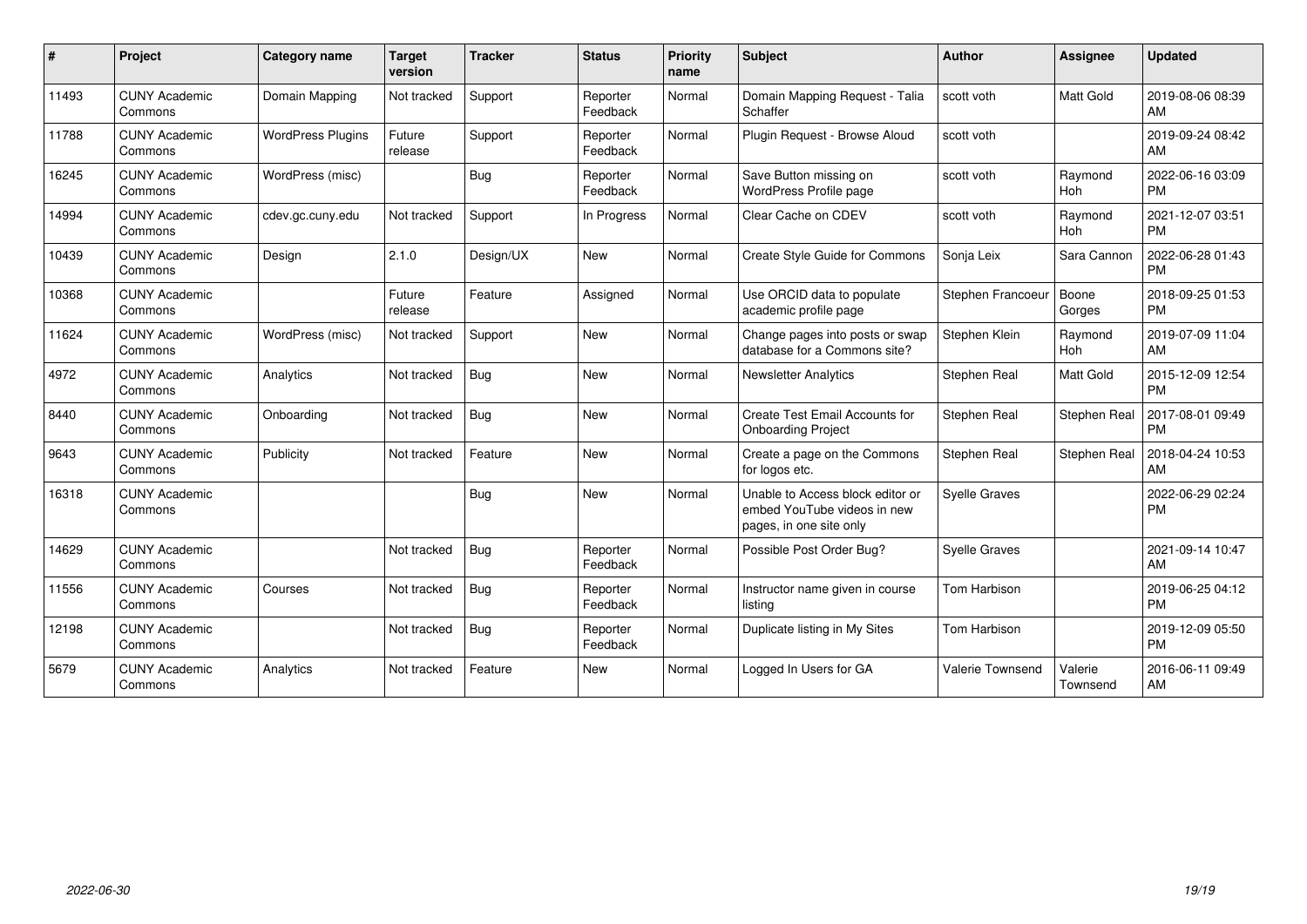| # | Project | Category name | Target version | Tracker | Status | Priority name | Subject | Author | Assignee | Updated |
|---|---|---|---|---|---|---|---|---|---|---|
| 11493 | CUNY Academic Commons | Domain Mapping | Not tracked | Support | Reporter Feedback | Normal | Domain Mapping Request - Talia Schaffer | scott voth | Matt Gold | 2019-08-06 08:39 AM |
| 11788 | CUNY Academic Commons | WordPress Plugins | Future release | Support | Reporter Feedback | Normal | Plugin Request - Browse Aloud | scott voth | | 2019-09-24 08:42 AM |
| 16245 | CUNY Academic Commons | WordPress (misc) | | Bug | Reporter Feedback | Normal | Save Button missing on WordPress Profile page | scott voth | Raymond Hoh | 2022-06-16 03:09 PM |
| 14994 | CUNY Academic Commons | cdev.gc.cuny.edu | Not tracked | Support | In Progress | Normal | Clear Cache on CDEV | scott voth | Raymond Hoh | 2021-12-07 03:51 PM |
| 10439 | CUNY Academic Commons | Design | 2.1.0 | Design/UX | New | Normal | Create Style Guide for Commons | Sonja Leix | Sara Cannon | 2022-06-28 01:43 PM |
| 10368 | CUNY Academic Commons | | Future release | Feature | Assigned | Normal | Use ORCID data to populate academic profile page | Stephen Francoeur | Boone Gorges | 2018-09-25 01:53 PM |
| 11624 | CUNY Academic Commons | WordPress (misc) | Not tracked | Support | New | Normal | Change pages into posts or swap database for a Commons site? | Stephen Klein | Raymond Hoh | 2019-07-09 11:04 AM |
| 4972 | CUNY Academic Commons | Analytics | Not tracked | Bug | New | Normal | Newsletter Analytics | Stephen Real | Matt Gold | 2015-12-09 12:54 PM |
| 8440 | CUNY Academic Commons | Onboarding | Not tracked | Bug | New | Normal | Create Test Email Accounts for Onboarding Project | Stephen Real | Stephen Real | 2017-08-01 09:49 PM |
| 9643 | CUNY Academic Commons | Publicity | Not tracked | Feature | New | Normal | Create a page on the Commons for logos etc. | Stephen Real | Stephen Real | 2018-04-24 10:53 AM |
| 16318 | CUNY Academic Commons | | | Bug | New | Normal | Unable to Access block editor or embed YouTube videos in new pages, in one site only | Syelle Graves | | 2022-06-29 02:24 PM |
| 14629 | CUNY Academic Commons | | Not tracked | Bug | Reporter Feedback | Normal | Possible Post Order Bug? | Syelle Graves | | 2021-09-14 10:47 AM |
| 11556 | CUNY Academic Commons | Courses | Not tracked | Bug | Reporter Feedback | Normal | Instructor name given in course listing | Tom Harbison | | 2019-06-25 04:12 PM |
| 12198 | CUNY Academic Commons | | Not tracked | Bug | Reporter Feedback | Normal | Duplicate listing in My Sites | Tom Harbison | | 2019-12-09 05:50 PM |
| 5679 | CUNY Academic Commons | Analytics | Not tracked | Feature | New | Normal | Logged In Users for GA | Valerie Townsend | Valerie Townsend | 2016-06-11 09:49 AM |